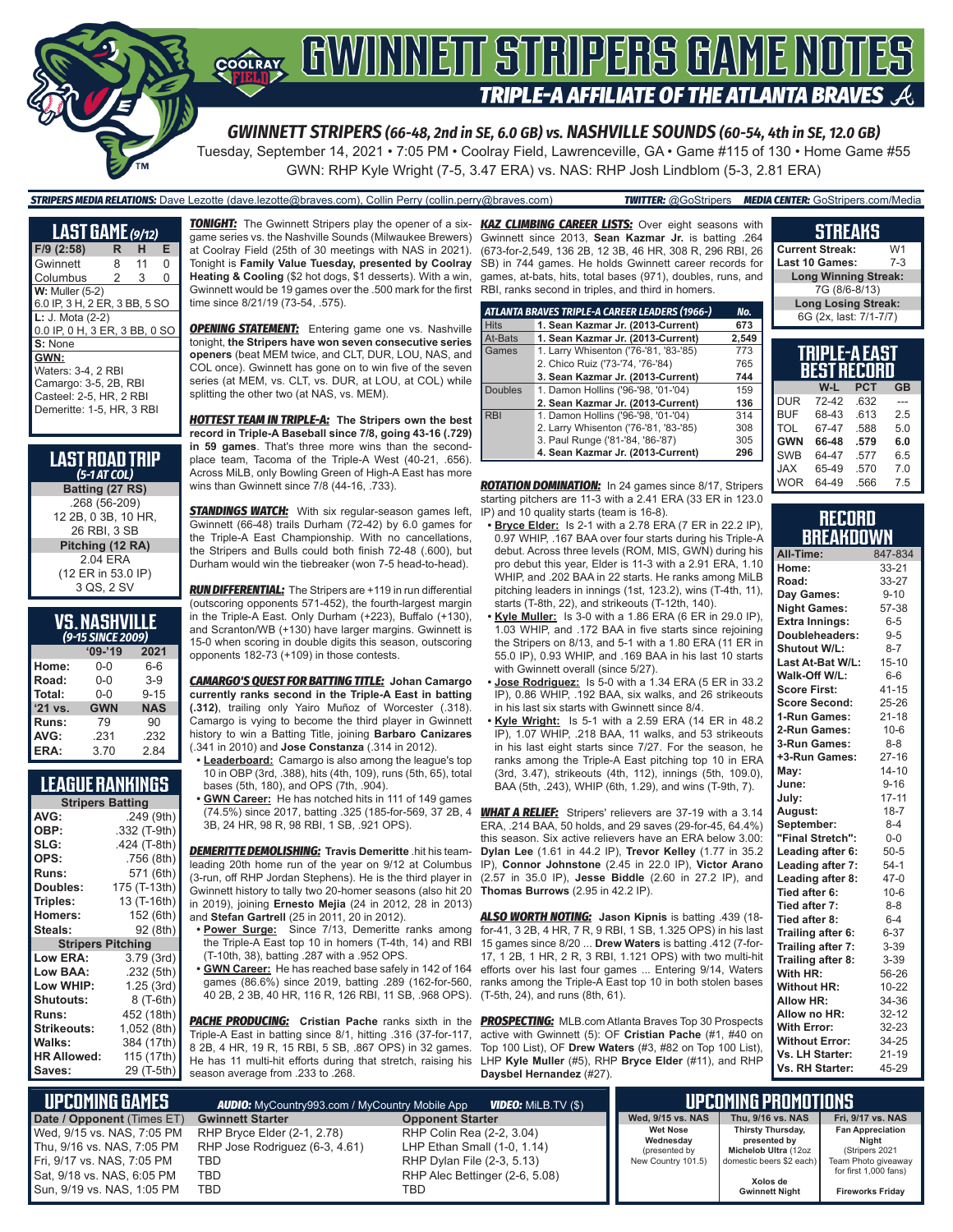# GWINNETT STRIPERS GAME NOTES

## TRIPLE-A AFFILIATE OF THE ATLANTA BRAVES

### GWINNETT STRIPERS (66-48, 2nd in SE, 6.0 GB) vs. NASHVILLE SOUNDS (60-54, 4th in SE, 12.0 GB)

Tuesday, September 14, 2021 • 7:05 PM • Coolray Field, Lawrenceville, GA • Game #115 of 130 • Home Game #55

GWN: RHP Kyle Wright (7-5, 3.47 ERA) vs. NAS: RHP Josh Lindblom (5-3, 2.81 ERA)

**STRIPERS MEDIA RELATIONS:** Dave Lezotte (dave.lezotte@braves.com), Collin Perry (collin.perry@braves.com) **TWITTER:** @GoStripers **MEDIA CENTER:** GoStripers.com/Media

## LAST GAME (9/12)

| F/9 (2:58) | R | H | E |
|---|---|---|---|
| Gwinnett | 8 | 11 | 0 |
| Columbus | 2 | 3 | 0 |

**W:** Muller (5-2)
6.0 IP, 3 H, 2 ER, 3 BB, 5 SO

**L:** J. Mota (2-2)
0.0 IP, 0 H, 3 ER, 3 BB, 0 SO

**S:** None

**GWN:**
Waters: 3-4, 2 RBI
Camargo: 3-5, 2B, RBI
Casteel: 2-5, HR, 2 RBI
Demeritte: 1-5, HR, 3 RBI

## LAST ROAD TRIP (5-1 AT COL)

**Batting (27 RS)**
.268 (56-209)
12 2B, 0 3B, 10 HR,
26 RBI, 3 SB

**Pitching (12 RA)**
2.04 ERA
(12 ER in 53.0 IP)
3 QS, 2 SV

## VS. NASHVILLE (9-15 SINCE 2009)

| | '09-'19 | 2021 |
|---|---|---|
| Home: | 0-0 | 6-6 |
| Road: | 0-0 | 3-9 |
| Total: | 0-0 | 9-15 |
| '21 vs. | GWN | NAS |
| Runs: | 79 | 90 |
| AVG: | .231 | .232 |
| ERA: | 3.70 | 2.84 |

## LEAGUE RANKINGS

| Stripers Batting | |
|---|---|
| AVG: | .249 (9th) |
| OBP: | .332 (T-9th) |
| SLG: | .424 (T-8th) |
| OPS: | .756 (8th) |
| Runs: | 571 (6th) |
| Doubles: | 175 (T-13th) |
| Triples: | 13 (T-16th) |
| Homers: | 152 (6th) |
| Steals: | 92 (8th) |
| **Stripers Pitching** | |
| Low ERA: | 3.79 (3rd) |
| Low BAA: | .232 (5th) |
| Low WHIP: | 1.25 (3rd) |
| Shutouts: | 8 (T-6th) |
| Runs: | 452 (18th) |
| Strikeouts: | 1,052 (8th) |
| Walks: | 384 (17th) |
| HR Allowed: | 115 (17th) |
| Saves: | 29 (T-5th) |

***TONIGHT:*** The Gwinnett Stripers play the opener of a six-game series vs. the Nashville Sounds (Milwaukee Brewers) at Coolray Field (25th of 30 meetings with NAS in 2021). Tonight is **Family Value Tuesday, presented by Coolray Heating & Cooling** ($2 hot dogs, $1 desserts). With a win, Gwinnett would be 19 games over the .500 mark for the first time since 8/21/19 (73-54, .575).

***OPENING STATEMENT:*** Entering game one vs. Nashville tonight, **the Stripers have won seven consecutive series openers** (beat MEM twice, and CLT, DUR, LOU, NAS, and COL once). Gwinnett has gone on to win five of the seven series (at MEM, vs. CLT, vs. DUR, at LOU, at COL) while splitting the other two (at NAS, vs. MEM).

***HOTTEST TEAM IN TRIPLE-A:*** **The Stripers own the best record in Triple-A Baseball since 7/8, going 43-16 (.729) in 59 games**. That's three more wins than the second-place team, Tacoma of the Triple-A West (40-21, .656). Across MiLB, only Bowling Green of High-A East has more wins than Gwinnett since 7/8 (44-16, .733).

***STANDINGS WATCH:*** With six regular-season games left, Gwinnett (66-48) trails Durham (72-42) by 6.0 games for the Triple-A East Championship. With no cancellations, the Stripers and Bulls could both finish 72-48 (.600), but Durham would win the tiebreaker (won 7-5 head-to-head).

***RUN DIFFERENTIAL:*** The Stripers are +119 in run differential (outscoring opponents 571-452), the fourth-largest margin in the Triple-A East. Only Durham (+223), Buffalo (+130), and Scranton/WB (+130) have larger margins. Gwinnett is 15-0 when scoring in double digits this season, outscoring opponents 182-73 (+109) in those contests.

***CAMARGO'S QUEST FOR BATTING TITLE:*** **Johan Camargo currently ranks second in the Triple-A East in batting (.312)**, trailing only Yairo Muñoz of Worcester (.318). Camargo is vying to become the third player in Gwinnett history to win a Batting Title, joining **Barbaro Canizares** (.341 in 2010) and **Jose Constanza** (.314 in 2012).

- **Leaderboard:** Camargo is also among the league's top 10 in OBP (3rd, .388), hits (4th, 109), runs (5th, 65), total bases (5th, 180), and OPS (7th, .904).
- **GWN Career:** He has notched hits in 111 of 149 games (74.5%) since 2017, batting .325 (185-for-569, 37 2B, 4 3B, 24 HR, 98 R, 98 RBI, 1 SB, .921 OPS).

***DEMERITTE DEMOLISHING:*** **Travis Demeritte** hit his team-leading 20th home run of the year on 9/12 at Columbus (3-run, off RHP Jordan Stephens). He is the third player in Gwinnett history to tally two 20-homer seasons (also hit 20 in 2019), joining **Ernesto Mejia** (24 in 2012, 28 in 2013) and **Stefan Gartrell** (25 in 2011, 20 in 2012).

- **Power Surge:** Since 7/13, Demeritte ranks among the Triple-A East top 10 in homers (T-4th, 14) and RBI (T-10th, 38), batting .287 with a .952 OPS.
- **GWN Career:** He has reached base safely in 142 of 164 games (86.6%) since 2019, batting .289 (162-for-560, 40 2B, 2 3B, 40 HR, 116 R, 126 RBI, 11 SB, .968 OPS).

***PACHE PRODUCING:*** **Cristian Pache** ranks sixth in the Triple-A East in batting since 8/1, hitting .316 (37-for-117, 8 2B, 4 HR, 19 R, 15 RBI, 5 SB, .867 OPS) in 32 games. He has 11 multi-hit efforts during that stretch, raising his season average from .233 to .268.

***KAZ CLIMBING CAREER LISTS:*** Over eight seasons with Gwinnett since 2013, **Sean Kazmar Jr.** is batting .264 (673-for-2,549, 136 2B, 12 3B, 46 HR, 308 R, 296 RBI, 26 SB) in 744 games. He holds Gwinnett career records for games, at-bats, hits, total bases (971), doubles, runs, and RBI, ranks second in triples, and third in homers.

| ATLANTA BRAVES TRIPLE-A CAREER LEADERS (1966-) | | No. |
|---|---|---|
| Hits | **1. Sean Kazmar Jr. (2013-Current)** | **673** |
| At-Bats | **1. Sean Kazmar Jr. (2013-Current)** | **2,549** |
| Games | 1. Larry Whisenton ('76-'81, '83-'85) | 773 |
| | 2. Chico Ruiz ('73-'74, '76-'84) | 765 |
| | **3. Sean Kazmar Jr. (2013-Current)** | **744** |
| Doubles | 1. Damon Hollins ('96-'98, '01-'04) | 159 |
| | **2. Sean Kazmar Jr. (2013-Current)** | **136** |
| RBI | 1. Damon Hollins ('96-'98, '01-'04) | 314 |
| | 2. Larry Whisenton ('76-'81, '83-'85) | 308 |
| | 3. Paul Runge ('81-'84, '86-'87) | 305 |
| | **4. Sean Kazmar Jr. (2013-Current)** | **296** |

***ROTATION DOMINATION:*** In 24 games since 8/17, Stripers starting pitchers are 11-3 with a 2.41 ERA (33 ER in 123.0 IP) and 10 quality starts (team is 16-8).

- **Bryce Elder:** Is 2-1 with a 2.78 ERA (7 ER in 22.2 IP), 0.97 WHIP, .167 BAA over four starts during his Triple-A debut. Across three levels (ROM, MIS, GWN) during his pro debut this year, Elder is 11-3 with a 2.91 ERA, 1.10 WHIP, and .202 BAA in 22 starts. He ranks among MiLB pitching leaders in innings (1st, 123.2), wins (T-4th, 11), starts (T-8th, 22), and strikeouts (T-12th, 140).
- **Kyle Muller:** Is 3-0 with a 1.86 ERA (6 ER in 29.0 IP), 1.03 WHIP, and .172 BAA in five starts since rejoining the Stripers on 8/13, and 5-1 with a 1.80 ERA (11 ER in 55.0 IP), 0.93 WHIP, and .169 BAA in his last 10 starts with Gwinnett overall (since 5/27).
- **Jose Rodriguez:** Is 5-0 with a 1.34 ERA (5 ER in 33.2 IP), 0.86 WHIP, .192 BAA, six walks, and 26 strikeouts in his last six starts with Gwinnett since 8/4.
- **Kyle Wright:** Is 5-1 with a 2.59 ERA (14 ER in 48.2 IP), 1.07 WHIP, .218 BAA, 11 walks, and 53 strikeouts in his last eight starts since 7/27. For the season, he ranks among the Triple-A East pitching top 10 in ERA (3rd, 3.47), strikeouts (4th, 112), innings (5th, 109.0), BAA (5th, .243), WHIP (6th, 1.29), and wins (T-9th, 7).

***WHAT A RELIEF:*** Stripers' relievers are 37-19 with a 3.14 ERA, .214 BAA, 50 holds, and 29 saves (29-for-45, 64.4%) this season. Six active relievers have an ERA below 3.00: **Dylan Lee** (1.61 in 44.2 IP), **Trevor Kelley** (1.77 in 35.2 IP), **Connor Johnstone** (2.45 in 22.0 IP), **Victor Arano** (2.57 in 35.0 IP), **Jesse Biddle** (2.60 in 27.2 IP), and **Thomas Burrows** (2.95 in 42.2 IP).

***ALSO WORTH NOTING:*** **Jason Kipnis** is batting .439 (18-for-41, 3 2B, 4 HR, 7 R, 9 RBI, 1 SB, 1.325 OPS) in his last 15 games since 8/20 ... **Drew Waters** is batting .412 (7-for-17, 1 2B, 1 HR, 2 R, 3 RBI, 1.121 OPS) with two multi-hit efforts over his last four games ... Entering 9/14, Waters ranks among the Triple-A East top 10 in both stolen bases (T-5th, 24), and runs (8th, 61).

***PROSPECTING:*** MLB.com Atlanta Braves Top 30 Prospects active with Gwinnett (5): OF **Cristian Pache** (#1, #40 on Top 100 List), OF **Drew Waters** (#3, #82 on Top 100 List), LHP **Kyle Muller** (#5), RHP **Bryce Elder** (#11), and RHP **Daysbel Hernandez** (#27).

## STREAKS

| | |
|---|---|
| Current Streak: | W1 |
| Last 10 Games: | 7-3 |
| **Long Winning Streak:** | |
| 7G (8/6-8/13) | |
| **Long Losing Streak:** | |
| 6G (2x, last: 7/1-7/7) | |

## TRIPLE-A EAST BEST RECORD

| | W-L | PCT | GB |
|---|---|---|---|
| DUR | 72-42 | .632 | --- |
| BUF | 68-43 | .613 | 2.5 |
| TOL | 67-47 | .588 | 5.0 |
| **GWN** | **66-48** | **.579** | **6.0** |
| SWB | 64-47 | .577 | 6.5 |
| JAX | 65-49 | .570 | 7.0 |
| WOR | 64-49 | .566 | 7.5 |

## RECORD BREAKDOWN

| | |
|---|---|
| All-Time: | 847-834 |
| Home: | 33-21 |
| Road: | 33-27 |
| Day Games: | 9-10 |
| Night Games: | 57-38 |
| Extra Innings: | 6-5 |
| Doubleheaders: | 9-5 |
| Shutout W/L: | 8-7 |
| Last At-Bat W/L: | 15-10 |
| Walk-Off W/L: | 6-6 |
| Score First: | 41-15 |
| Score Second: | 25-26 |
| 1-Run Games: | 21-18 |
| 2-Run Games: | 10-6 |
| 3-Run Games: | 8-8 |
| +3-Run Games: | 27-16 |
| May: | 14-10 |
| June: | 9-16 |
| July: | 17-11 |
| August: | 18-7 |
| September: | 8-4 |
| "Final Stretch": | 0-0 |
| Leading after 6: | 50-5 |
| Leading after 7: | 54-1 |
| Leading after 8: | 47-0 |
| Tied after 6: | 10-6 |
| Tied after 7: | 8-8 |
| Tied after 8: | 6-4 |
| Trailing after 6: | 6-37 |
| Trailing after 7: | 3-39 |
| Trailing after 8: | 3-39 |
| With HR: | 56-26 |
| Without HR: | 10-22 |
| Allow HR: | 34-36 |
| Allow no HR: | 32-12 |
| With Error: | 32-23 |
| Without Error: | 34-25 |
| Vs. LH Starter: | 21-19 |
| Vs. RH Starter: | 45-29 |

## UPCOMING GAMES

**AUDIO:** MyCountry993.com / MyCountry Mobile App **VIDEO:** MiLB.TV ($)

| Date / Opponent (Times ET) | Gwinnett Starter | Opponent Starter |
|---|---|---|
| Wed, 9/15 vs. NAS, 7:05 PM | RHP Bryce Elder (2-1, 2.78) | RHP Colin Rea (2-2, 3.04) |
| Thu, 9/16 vs. NAS, 7:05 PM | RHP Jose Rodriguez (6-3, 4.61) | LHP Ethan Small (1-0, 1.14) |
| Fri, 9/17 vs. NAS, 7:05 PM | TBD | RHP Dylan File (2-3, 5.13) |
| Sat, 9/18 vs. NAS, 6:05 PM | TBD | RHP Alec Bettinger (2-6, 5.08) |
| Sun, 9/19 vs. NAS, 1:05 PM | TBD | TBD |

## UPCOMING PROMOTIONS

| Wed, 9/15 vs. NAS | Thu, 9/16 vs. NAS | Fri, 9/17 vs. NAS |
|---|---|---|
| Wet Nose Wednesday (presented by New Country 101.5) | Thirsty Thursday, presented by Michelob Ultra (12oz domestic beers $2 each) | Fan Appreciation Night (Stripers 2021 Team Photo giveaway for first 1,000 fans) |
| | Xolos de Gwinnett Night | Fireworks Friday |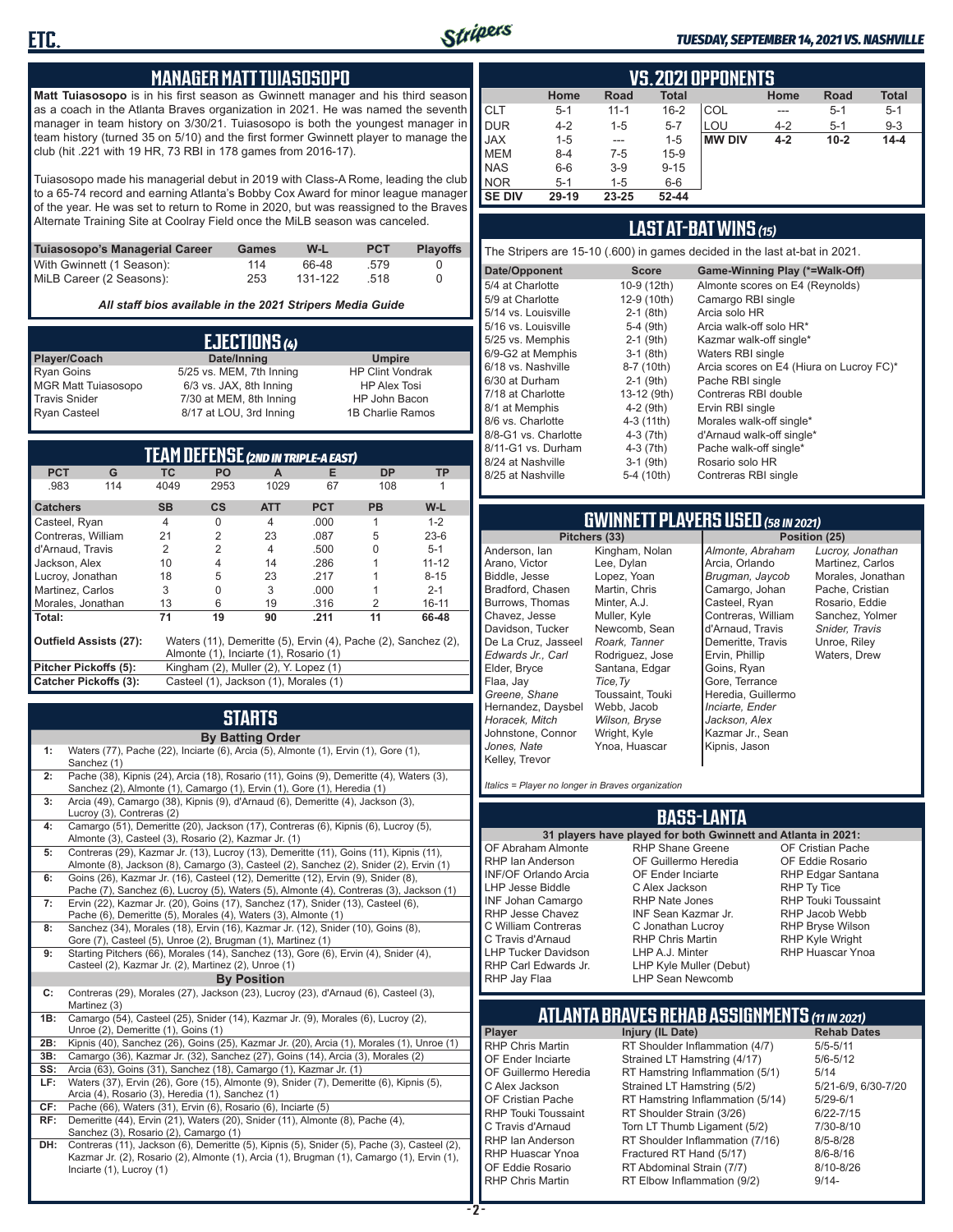## MANAGER MATT TUIASOSOPO

**Matt Tuiasosopo** is in his first season as Gwinnett manager and his third season as a coach in the Atlanta Braves organization in 2021. He was named the seventh manager in team history on 3/30/21. Tuiasosopo is both the youngest manager in team history (turned 35 on 5/10) and the first former Gwinnett player to manage the club (hit .221 with 19 HR, 73 RBI in 178 games from 2016-17).

Tuiasosopo made his managerial debut in 2019 with Class-A Rome, leading the club to a 65-74 record and earning Atlanta's Bobby Cox Award for minor league manager of the year. He was set to return to Rome in 2020, but was reassigned to the Braves Alternate Training Site at Coolray Field once the MiLB season was canceled.

| Tuiasosopo's Managerial Career | Games | W-L | PCT | Playoffs |
|---|---|---|---|---|
| With Gwinnett (1 Season): | 114 | 66-48 | .579 | 0 |
| MiLB Career (2 Seasons): | 253 | 131-122 | .518 | 0 |

*All staff bios available in the 2021 Stripers Media Guide*

## EJECTIONS (4)

| Player/Coach | Date/Inning | Umpire |
|---|---|---|
| Ryan Goins | 5/25 vs. MEM, 7th Inning | HP Clint Vondrak |
| MGR Matt Tuiasosopo | 6/3 vs. JAX, 8th Inning | HP Alex Tosi |
| Travis Snider | 7/30 at MEM, 8th Inning | HP John Bacon |
| Ryan Casteel | 8/17 at LOU, 3rd Inning | 1B Charlie Ramos |

## TEAM DEFENSE (2ND IN TRIPLE-A EAST)

| PCT | G | TC | PO | A | E | DP | TP |
|---|---|---|---|---|---|---|---|
| .983 | 114 | 4049 | 2953 | 1029 | 67 | 108 | 1 |

| Catchers | SB | CS | ATT | PCT | PB | W-L |
|---|---|---|---|---|---|---|
| Casteel, Ryan | 4 | 0 | 4 | .000 | 1 | 1-2 |
| Contreras, William | 21 | 2 | 23 | .087 | 5 | 23-6 |
| d'Arnaud, Travis | 2 | 2 | 4 | .500 | 0 | 5-1 |
| Jackson, Alex | 10 | 4 | 14 | .286 | 1 | 11-12 |
| Lucroy, Jonathan | 18 | 5 | 23 | .217 | 1 | 8-15 |
| Martinez, Carlos | 3 | 0 | 3 | .000 | 1 | 2-1 |
| Morales, Jonathan | 13 | 6 | 19 | .316 | 2 | 16-11 |
| **Total:** | **71** | **19** | **90** | **.211** | **11** | **66-48** |

**Outfield Assists (27):** Waters (11), Demeritte (5), Ervin (4), Pache (2), Sanchez (2), Almonte (1), Inciarte (1), Rosario (1)

**Pitcher Pickoffs (5):** Kingham (2), Muller (2), Y. Lopez (1)

**Catcher Pickoffs (3):** Casteel (1), Jackson (1), Morales (1)

## STARTS

**By Batting Order**

**1:** Waters (77), Pache (22), Inciarte (6), Arcia (5), Almonte (1), Ervin (1), Gore (1), Sanchez (1)

**2:** Pache (38), Kipnis (24), Arcia (18), Rosario (11), Goins (9), Demeritte (4), Waters (3), Sanchez (2), Almonte (1), Camargo (1), Ervin (1), Gore (1), Heredia (1)

**3:** Arcia (49), Camargo (38), Kipnis (9), d'Arnaud (6), Demeritte (4), Jackson (3), Lucroy (3), Contreras (2)

**4:** Camargo (51), Demeritte (20), Jackson (17), Contreras (6), Kipnis (6), Lucroy (5), Almonte (3), Casteel (3), Rosario (2), Kazmar Jr. (1)

**5:** Contreras (29), Kazmar Jr. (13), Lucroy (13), Demeritte (11), Goins (11), Kipnis (11), Almonte (8), Jackson (8), Camargo (3), Casteel (2), Sanchez (2), Snider (2), Ervin (1)

**6:** Goins (26), Kazmar Jr. (16), Casteel (12), Demeritte (12), Ervin (9), Snider (8), Pache (7), Sanchez (6), Lucroy (6), Waters (5), Almonte (4), Contreras (3), Jackson (1)

**7:** Ervin (22), Kazmar Jr. (20), Goins (17), Sanchez (17), Snider (13), Casteel (6), Pache (6), Demeritte (5), Morales (4), Waters (3), Almonte (1)

**8:** Sanchez (34), Morales (18), Ervin (16), Kazmar Jr. (12), Snider (10), Goins (8), Gore (7), Casteel (5), Unroe (2), Brugman (1), Martinez (1)

**9:** Starting Pitchers (66), Morales (14), Sanchez (13), Gore (6), Ervin (4), Snider (4), Casteel (2), Kazmar Jr. (2), Martinez (2), Unroe (1)

**By Position**

**C:** Contreras (29), Morales (27), Jackson (23), Lucroy (23), d'Arnaud (6), Casteel (3), Martinez (3)

**1B:** Camargo (54), Casteel (25), Snider (14), Kazmar Jr. (9), Morales (6), Lucroy (2), Unroe (2), Demeritte (1), Goins (1)

**2B:** Kipnis (40), Sanchez (26), Goins (25), Kazmar Jr. (20), Arcia (1), Morales (1), Unroe (1)

**3B:** Camargo (36), Kazmar Jr. (32), Sanchez (27), Goins (14), Arcia (3), Morales (2)

**SS:** Arcia (63), Goins (31), Sanchez (18), Camargo (1), Kazmar Jr. (1)

**LF:** Waters (37), Ervin (26), Gore (15), Almonte (9), Snider (7), Demeritte (6), Kipnis (5), Arcia (4), Rosario (3), Heredia (1), Sanchez (1)

**CF:** Pache (66), Waters (31), Ervin (6), Rosario (6), Inciarte (5)

**RF:** Demeritte (44), Ervin (21), Waters (20), Snider (11), Almonte (8), Pache (4), Sanchez (3), Rosario (2), Camargo (1)

**DH:** Contreras (11), Jackson (6), Demeritte (5), Kipnis (5), Snider (5), Pache (3), Casteel (2), Kazmar Jr. (2), Rosario (2), Almonte (1), Arcia (1), Brugman (1), Camargo (1), Ervin (1), Inciarte (1), Lucroy (1)

## VS. 2021 OPPONENTS

| | Home | Road | Total | | Home | Road | Total |
|---|---|---|---|---|---|---|---|
| CLT | 5-1 | 11-1 | 16-2 | COL | --- | 5-1 | 5-1 |
| DUR | 4-2 | 1-5 | 5-7 | LOU | 4-2 | 5-1 | 9-3 |
| JAX | 1-5 | --- | 1-5 | **MW DIV** | **4-2** | **10-2** | **14-4** |
| MEM | 8-4 | 7-5 | 15-9 | | | | |
| NAS | 6-6 | 3-9 | 9-15 | | | | |
| NOR | 5-1 | 1-5 | 6-6 | | | | |
| **SE DIV** | **29-19** | **23-25** | **52-44** | | | | |

## LAST AT-BAT WINS (15)

The Stripers are 15-10 (.600) in games decided in the last at-bat in 2021.

| Date/Opponent | Score | Game-Winning Play (*=Walk-Off) |
|---|---|---|
| 5/4 at Charlotte | 10-9 (12th) | Almonte scores on E4 (Reynolds) |
| 5/9 at Charlotte | 12-9 (10th) | Camargo RBI single |
| 5/14 vs. Louisville | 2-1 (8th) | Arcia solo HR |
| 5/16 vs. Louisville | 5-4 (9th) | Arcia walk-off solo HR* |
| 5/25 vs. Memphis | 2-1 (9th) | Kazmar walk-off single* |
| 6/9-G2 at Memphis | 3-1 (8th) | Waters RBI single |
| 6/18 vs. Nashville | 8-7 (10th) | Arcia scores on E4 (Hiura on Lucroy FC)* |
| 6/30 at Durham | 2-1 (9th) | Pache RBI single |
| 7/18 at Charlotte | 13-12 (9th) | Contreras RBI double |
| 8/1 at Memphis | 4-2 (9th) | Ervin RBI single |
| 8/6 vs. Charlotte | 4-3 (11th) | Morales walk-off single* |
| 8/8-G1 vs. Charlotte | 4-3 (7th) | d'Arnaud walk-off single* |
| 8/11-G1 vs. Durham | 4-3 (7th) | Pache walk-off single* |
| 8/24 at Nashville | 3-1 (9th) | Rosario solo HR |
| 8/25 at Nashville | 5-4 (10th) | Contreras RBI single |

## GWINNETT PLAYERS USED (58 IN 2021)

**Pitchers (33):** Anderson, Ian; Arano, Victor; Biddle, Jesse; Bradford, Chasen; Burrows, Thomas; Chavez, Jesse; Davidson, Tucker; De La Cruz, Jasseel; *Edwards Jr., Carl*; Elder, Bryce; Flaa, Jay; *Greene, Shane*; Hernandez, Daysbel; *Horacek, Mitch*; Johnstone, Connor; *Jones, Nate*; Kelley, Trevor; Kingham, Nolan; Lee, Dylan; Lopez, Yoan; Martin, Chris; Minter, A.J.; Muller, Kyle; Newcomb, Sean; *Roark, Tanner*; Rodriguez, Jose; Santana, Edgar; *Tice, Ty*; Toussaint, Touki; Webb, Jacob; *Wilson, Bryse*; Wright, Kyle; Ynoa, Huascar

**Position (25):** *Almonte, Abraham*; Arcia, Orlando; *Brugman, Jaycob*; Camargo, Johan; Casteel, Ryan; Contreras, William; d'Arnaud, Travis; Demeritte, Travis; Ervin, Phillip; Goins, Ryan; Gore, Terrance; Heredia, Guillermo; *Inciarte, Ender*; *Jackson, Alex*; Kazmar Jr., Sean; Kipnis, Jason; *Lucroy, Jonathan*; Martinez, Carlos; Morales, Jonathan; Pache, Cristian; Rosario, Eddie; Sanchez, Yolmer; *Snider, Travis*; Unroe, Riley; Waters, Drew

*Italics = Player no longer in Braves organization*

## BASS-LANTA

**31 players have played for both Gwinnett and Atlanta in 2021:**

OF Abraham Almonte
RHP Ian Anderson
INF/OF Orlando Arcia
LHP Jesse Biddle
INF Johan Camargo
RHP Jesse Chavez
C William Contreras
C Travis d'Arnaud
LHP Tucker Davidson
RHP Carl Edwards Jr.
RHP Jay Flaa
RHP Shane Greene
OF Guillermo Heredia
OF Ender Inciarte
C Alex Jackson
RHP Nate Jones
INF Sean Kazmar Jr.
C Jonathan Lucroy
RHP Chris Martin
LHP A.J. Minter
LHP Kyle Muller (Debut)
LHP Sean Newcomb
OF Cristian Pache
OF Eddie Rosario
RHP Edgar Santana
RHP Ty Tice
RHP Touki Toussaint
RHP Jacob Webb
RHP Bryse Wilson
RHP Kyle Wright
RHP Huascar Ynoa

## ATLANTA BRAVES REHAB ASSIGNMENTS (11 IN 2021)

| Player | Injury (IL Date) | Rehab Dates |
|---|---|---|
| RHP Chris Martin | RT Shoulder Inflammation (4/7) | 5/5-5/11 |
| OF Ender Inciarte | Strained LT Hamstring (4/17) | 5/6-5/12 |
| OF Guillermo Heredia | RT Hamstring Inflammation (5/1) | 5/14 |
| C Alex Jackson | Strained LT Hamstring (5/2) | 5/21-6/9, 6/30-7/20 |
| OF Cristian Pache | RT Hamstring Inflammation (5/14) | 5/29-6/1 |
| RHP Touki Toussaint | RT Shoulder Strain (3/26) | 6/22-7/15 |
| C Travis d'Arnaud | Torn LT Thumb Ligament (5/2) | 7/30-8/10 |
| RHP Ian Anderson | RT Shoulder Inflammation (7/16) | 8/5-8/28 |
| RHP Huascar Ynoa | Fractured RT Hand (5/17) | 8/6-8/16 |
| OF Eddie Rosario | RT Abdominal Strain (7/7) | 8/10-8/26 |
| RHP Chris Martin | RT Elbow Inflammation (9/2) | 9/14- |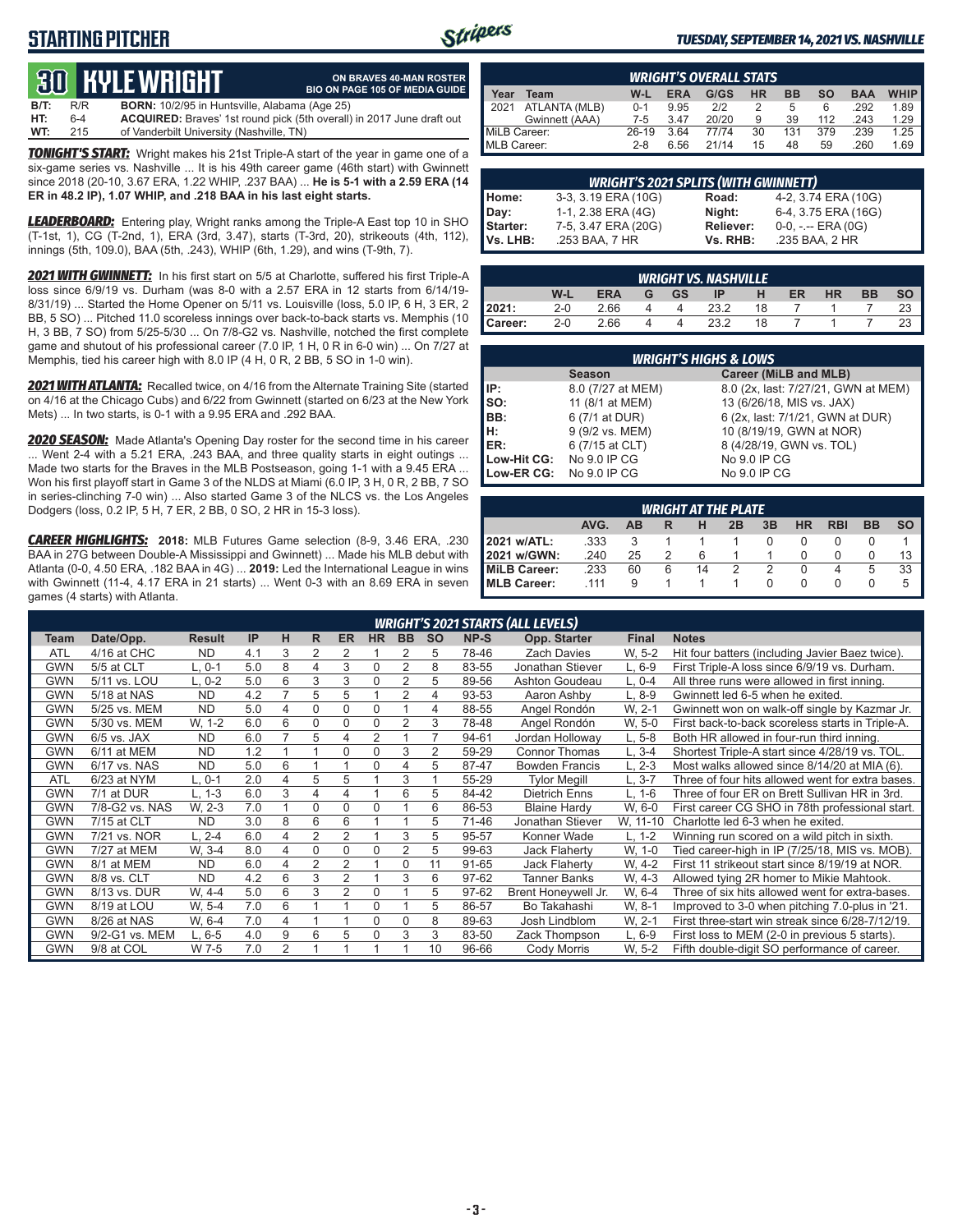# STARTING PITCHER

*TUESDAY, SEPTEMBER 14, 2021 VS. NASHVILLE*

## 30 KYLE WRIGHT

**ON BRAVES 40-MAN ROSTER**
**BIO ON PAGE 105 OF MEDIA GUIDE**

**B/T:** R/R **BORN:** 10/2/95 in Huntsville, Alabama (Age 25)
**HT:** 6-4 **ACQUIRED:** Braves' 1st round pick (5th overall) in 2017 June draft out
**WT:** 215 of Vanderbilt University (Nashville, TN)

***TONIGHT'S START:*** Wright makes his 21st Triple-A start of the year in game one of a six-game series vs. Nashville ... It is his 49th career game (46th start) with Gwinnett since 2018 (20-10, 3.67 ERA, 1.22 WHIP, .237 BAA) ... **He is 5-1 with a 2.59 ERA (14 ER in 48.2 IP), 1.07 WHIP, and .218 BAA in his last eight starts.**

***LEADERBOARD:*** Entering play, Wright ranks among the Triple-A East top 10 in SHO (T-1st, 1), CG (T-2nd, 1), ERA (3rd, 3.47), starts (T-3rd, 20), strikeouts (4th, 112), innings (5th, 109.0), BAA (5th, .243), WHIP (6th, 1.29), and wins (T-9th, 7).

***2021 WITH GWINNETT:*** In his first start on 5/5 at Charlotte, suffered his first Triple-A loss since 6/9/19 vs. Durham (was 8-0 with a 2.57 ERA in 12 starts from 6/14/19-8/31/19) ... Started the Home Opener on 5/11 vs. Louisville (loss, 5.0 IP, 6 H, 3 ER, 2 BB, 5 SO) ... Pitched 11.0 scoreless innings over back-to-back starts vs. Memphis (10 H, 3 BB, 7 SO) from 5/25-5/30 ... On 7/8-G2 vs. Nashville, notched the first complete game and shutout of his professional career (7.0 IP, 1 H, 0 R in 6-0 win) ... On 7/27 at Memphis, tied his career high with 8.0 IP (4 H, 0 R, 2 BB, 5 SO in 1-0 win).

***2021 WITH ATLANTA:*** Recalled twice, on 4/16 from the Alternate Training Site (started on 4/16 at the Chicago Cubs) and 6/22 from Gwinnett (started on 6/23 at the New York Mets) ... In two starts, is 0-1 with a 9.95 ERA and .292 BAA.

***2020 SEASON:*** Made Atlanta's Opening Day roster for the second time in his career ... Went 2-4 with a 5.21 ERA, .243 BAA, and three quality starts in eight outings ... Made two starts for the Braves in the MLB Postseason, going 1-1 with a 9.45 ERA ... Won his first playoff start in Game 3 of the NLDS at Miami (6.0 IP, 3 H, 0 R, 2 BB, 7 SO in series-clinching 7-0 win) ... Also started Game 3 of the NLCS vs. the Los Angeles Dodgers (loss, 0.2 IP, 5 H, 7 ER, 2 BB, 0 SO, 2 HR in 15-3 loss).

***CAREER HIGHLIGHTS:*** **2018:** MLB Futures Game selection (8-9, 3.46 ERA, .230 BAA in 27G between Double-A Mississippi and Gwinnett) ... Made his MLB debut with Atlanta (0-0, 4.50 ERA, .182 BAA in 4G) ... **2019:** Led the International League in wins with Gwinnett (11-4, 4.17 ERA in 21 starts) ... Went 0-3 with an 8.69 ERA in seven games (4 starts) with Atlanta.

### WRIGHT'S OVERALL STATS

| Year | Team | W-L | ERA | G/GS | HR | BB | SO | BAA | WHIP |
|---|---|---|---|---|---|---|---|---|---|
| 2021 | ATLANTA (MLB) | 0-1 | 9.95 | 2/2 | 2 | 5 | 6 | .292 | 1.89 |
| | Gwinnett (AAA) | 7-5 | 3.47 | 20/20 | 9 | 39 | 112 | .243 | 1.29 |
| MiLB Career: | | 26-19 | 3.64 | 77/74 | 30 | 131 | 379 | .239 | 1.25 |
| MLB Career: | | 2-8 | 6.56 | 21/14 | 15 | 48 | 59 | .260 | 1.69 |

### WRIGHT'S 2021 SPLITS (WITH GWINNETT)

| | | | |
|---|---|---|---|
| Home: | 3-3, 3.19 ERA (10G) | Road: | 4-2, 3.74 ERA (10G) |
| Day: | 1-1, 2.38 ERA (4G) | Night: | 6-4, 3.75 ERA (16G) |
| Starter: | 7-5, 3.47 ERA (20G) | Reliever: | 0-0, -.-- ERA (0G) |
| Vs. LHB: | .253 BAA, 7 HR | Vs. RHB: | .235 BAA, 2 HR |

### WRIGHT VS. NASHVILLE

| | W-L | ERA | G | GS | IP | H | ER | HR | BB | SO |
|---|---|---|---|---|---|---|---|---|---|---|
| 2021: | 2-0 | 2.66 | 4 | 4 | 23.2 | 18 | 7 | 1 | 7 | 23 |
| Career: | 2-0 | 2.66 | 4 | 4 | 23.2 | 18 | 7 | 1 | 7 | 23 |

### WRIGHT'S HIGHS & LOWS

| | Season | Career (MiLB and MLB) |
|---|---|---|
| IP: | 8.0 (7/27 at MEM) | 8.0 (2x, last: 7/27/21, GWN at MEM) |
| SO: | 11 (8/1 at MEM) | 13 (6/26/18, MIS vs. JAX) |
| BB: | 6 (7/1 at DUR) | 6 (2x, last: 7/1/21, GWN at DUR) |
| H: | 9 (9/2 vs. MEM) | 10 (8/19/19, GWN at NOR) |
| ER: | 6 (7/15 at CLT) | 8 (4/28/19, GWN vs. TOL) |
| Low-Hit CG: | No 9.0 IP CG | No 9.0 IP CG |
| Low-ER CG: | No 9.0 IP CG | No 9.0 IP CG |

### WRIGHT AT THE PLATE

| | AVG. | AB | R | H | 2B | 3B | HR | RBI | BB | SO |
|---|---|---|---|---|---|---|---|---|---|---|
| 2021 w/ATL: | .333 | 3 | 1 | 1 | 1 | 0 | 0 | 0 | 0 | 1 |
| 2021 w/GWN: | .240 | 25 | 2 | 6 | 1 | 1 | 0 | 0 | 0 | 13 |
| MiLB Career: | .233 | 60 | 6 | 14 | 2 | 2 | 0 | 4 | 5 | 33 |
| MLB Career: | .111 | 9 | 1 | 1 | 1 | 0 | 0 | 0 | 0 | 5 |

### WRIGHT'S 2021 STARTS (ALL LEVELS)

| Team | Date/Opp. | Result | IP | H | R | ER | HR | BB | SO | NP-S | Opp. Starter | Final | Notes |
|---|---|---|---|---|---|---|---|---|---|---|---|---|---|
| ATL | 4/16 at CHC | ND | 4.1 | 3 | 2 | 2 | 1 | 2 | 5 | 78-46 | Zach Davies | W, 5-2 | Hit four batters (including Javier Baez twice). |
| GWN | 5/5 at CLT | L, 0-1 | 5.0 | 8 | 4 | 3 | 0 | 2 | 8 | 83-55 | Jonathan Stiever | L, 6-9 | First Triple-A loss since 6/9/19 vs. Durham. |
| GWN | 5/11 vs. LOU | L, 0-2 | 5.0 | 6 | 3 | 3 | 0 | 2 | 5 | 89-56 | Ashton Goudeau | L, 0-4 | All three runs were allowed in first inning. |
| GWN | 5/18 at NAS | ND | 4.2 | 7 | 5 | 5 | 1 | 2 | 4 | 93-53 | Aaron Ashby | L, 8-9 | Gwinnett led 6-5 when he exited. |
| GWN | 5/25 vs. MEM | ND | 5.0 | 4 | 0 | 0 | 0 | 1 | 4 | 88-55 | Angel Rondón | W, 2-1 | Gwinnett won on walk-off single by Kazmar Jr. |
| GWN | 5/30 vs. MEM | W, 1-2 | 6.0 | 6 | 0 | 0 | 0 | 2 | 3 | 78-48 | Angel Rondón | W, 5-0 | First back-to-back scoreless starts in Triple-A. |
| GWN | 6/5 vs. JAX | ND | 6.0 | 7 | 5 | 4 | 2 | 1 | 7 | 94-61 | Jordan Holloway | L, 5-8 | Both HR allowed in four-run third inning. |
| GWN | 6/11 at MEM | ND | 1.2 | 1 | 1 | 0 | 0 | 3 | 2 | 59-29 | Connor Thomas | L, 3-4 | Shortest Triple-A start since 4/28/19 vs. TOL. |
| GWN | 6/17 vs. NAS | ND | 5.0 | 6 | 1 | 1 | 0 | 4 | 5 | 87-47 | Bowden Francis | L, 2-3 | Most walks allowed since 8/14/20 at MIA (6). |
| ATL | 6/23 at NYM | L, 0-1 | 2.0 | 4 | 5 | 5 | 1 | 3 | 1 | 55-29 | Tylor Megill | L, 3-7 | Three of four hits allowed went for extra bases. |
| GWN | 7/1 at DUR | L, 1-3 | 6.0 | 3 | 4 | 4 | 1 | 6 | 5 | 84-42 | Dietrich Enns | L, 1-6 | Three of four ER on Brett Sullivan HR in 3rd. |
| GWN | 7/8-G2 vs. NAS | W, 2-3 | 7.0 | 1 | 0 | 0 | 0 | 1 | 6 | 86-53 | Blaine Hardy | W, 6-0 | First career CG SHO in 78th professional start. |
| GWN | 7/15 at CLT | ND | 3.0 | 8 | 6 | 6 | 1 | 1 | 5 | 71-46 | Jonathan Stiever | W, 11-10 | Charlotte led 6-3 when he exited. |
| GWN | 7/21 vs. NOR | L, 2-4 | 6.0 | 4 | 2 | 2 | 1 | 3 | 5 | 95-57 | Konner Wade | L, 1-2 | Winning run scored on a wild pitch in sixth. |
| GWN | 7/27 at MEM | W, 3-4 | 8.0 | 4 | 0 | 0 | 0 | 2 | 5 | 99-63 | Jack Flaherty | W, 1-0 | Tied career-high in IP (7/25/18, MIS vs. MOB). |
| GWN | 8/1 at MEM | ND | 6.0 | 4 | 2 | 2 | 1 | 0 | 11 | 91-65 | Jack Flaherty | W, 4-2 | First 11 strikeout start since 8/19/19 at NOR. |
| GWN | 8/8 vs. CLT | ND | 4.2 | 6 | 3 | 2 | 1 | 3 | 6 | 97-62 | Tanner Banks | W, 4-3 | Allowed tying 2R homer to Mikie Mahtook. |
| GWN | 8/13 vs. DUR | W, 4-4 | 5.0 | 6 | 3 | 2 | 0 | 1 | 5 | 97-62 | Brent Honeywell Jr. | W, 6-4 | Three of six hits allowed went for extra-bases. |
| GWN | 8/19 at LOU | W, 5-4 | 7.0 | 6 | 1 | 1 | 0 | 1 | 5 | 86-57 | Bo Takahashi | W, 8-1 | Improved to 3-0 when pitching 7.0-plus in '21. |
| GWN | 8/26 at NAS | W, 6-4 | 7.0 | 4 | 1 | 1 | 0 | 0 | 8 | 89-63 | Josh Lindblom | W, 2-1 | First three-start win streak since 6/28-7/12/19. |
| GWN | 9/2-G1 vs. MEM | L, 6-5 | 4.0 | 9 | 6 | 5 | 0 | 3 | 3 | 83-50 | Zack Thompson | L, 6-9 | First loss to MEM (2-0 in previous 5 starts). |
| GWN | 9/8 at COL | W 7-5 | 7.0 | 2 | 1 | 1 | 1 | 1 | 10 | 96-66 | Cody Morris | W, 5-2 | Fifth double-digit SO performance of career. |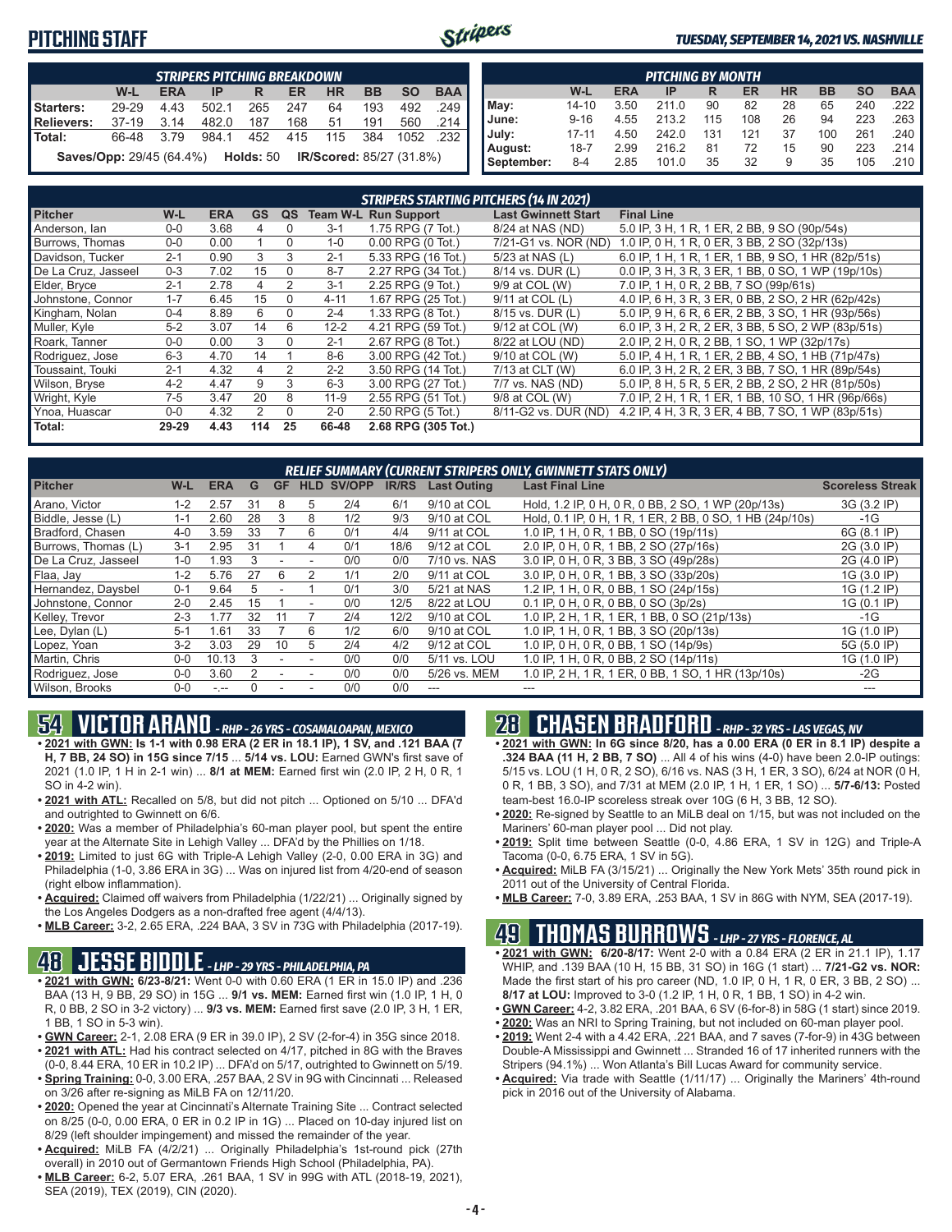# PITCHING STAFF

*TUESDAY, SEPTEMBER 14, 2021 VS. NASHVILLE*

### STRIPERS PITCHING BREAKDOWN

| | W-L | ERA | IP | R | ER | HR | BB | SO | BAA |
|---|---|---|---|---|---|---|---|---|---|
| Starters: | 29-29 | 4.43 | 502.1 | 265 | 247 | 64 | 193 | 492 | .249 |
| Relievers: | 37-19 | 3.14 | 482.0 | 187 | 168 | 51 | 191 | 560 | .214 |
| Total: | 66-48 | 3.79 | 984.1 | 452 | 415 | 115 | 384 | 1052 | .232 |

**Saves/Opp:** 29/45 (64.4%) **Holds:** 50 **IR/Scored:** 85/27 (31.8%)

### PITCHING BY MONTH

| | W-L | ERA | IP | R | ER | HR | BB | SO | BAA |
|---|---|---|---|---|---|---|---|---|---|
| May: | 14-10 | 3.50 | 211.0 | 90 | 82 | 28 | 65 | 240 | .222 |
| June: | 9-16 | 4.55 | 213.2 | 115 | 108 | 26 | 94 | 223 | .263 |
| July: | 17-11 | 4.50 | 242.0 | 131 | 121 | 37 | 100 | 261 | .240 |
| August: | 18-7 | 2.99 | 216.2 | 81 | 72 | 15 | 90 | 223 | .214 |
| September: | 8-4 | 2.85 | 101.0 | 35 | 32 | 9 | 35 | 105 | .210 |

### STRIPERS STARTING PITCHERS (14 IN 2021)

| Pitcher | W-L | ERA | GS | QS | Team W-L | Run Support | Last Gwinnett Start | Final Line |
|---|---|---|---|---|---|---|---|---|
| Anderson, Ian | 0-0 | 3.68 | 4 | 0 | 3-1 | 1.75 RPG (7 Tot.) | 8/24 at NAS (ND) | 5.0 IP, 3 H, 1 R, 1 ER, 2 BB, 9 SO (90p/54s) |
| Burrows, Thomas | 0-0 | 0.00 | 1 | 0 | 1-0 | 0.00 RPG (0 Tot.) | 7/21-G1 vs. NOR (ND) | 1.0 IP, 0 H, 1 R, 0 ER, 3 BB, 2 SO (32p/13s) |
| Davidson, Tucker | 2-1 | 0.90 | 3 | 3 | 2-1 | 5.33 RPG (16 Tot.) | 5/23 at NAS (L) | 6.0 IP, 1 H, 1 R, 1 ER, 1 BB, 9 SO, 1 HR (82p/51s) |
| De La Cruz, Jasseel | 0-3 | 7.02 | 15 | 0 | 8-7 | 2.27 RPG (34 Tot.) | 8/14 vs. DUR (L) | 0.0 IP, 3 H, 3 R, 3 ER, 1 BB, 0 SO, 1 WP (19p/10s) |
| Elder, Bryce | 2-1 | 2.78 | 4 | 2 | 3-1 | 2.25 RPG (9 Tot.) | 9/9 at COL (W) | 7.0 IP, 1 H, 0 R, 2 BB, 7 SO (99p/61s) |
| Johnstone, Connor | 1-7 | 6.45 | 15 | 0 | 4-11 | 1.67 RPG (25 Tot.) | 9/11 at COL (L) | 4.0 IP, 6 H, 3 R, 3 ER, 0 BB, 2 SO, 2 HR (62p/42s) |
| Kingham, Nolan | 0-4 | 8.89 | 6 | 0 | 2-4 | 1.33 RPG (8 Tot.) | 8/15 vs. DUR (L) | 5.0 IP, 9 H, 6 R, 6 ER, 2 BB, 3 SO, 1 HR (93p/56s) |
| Muller, Kyle | 5-2 | 3.07 | 14 | 6 | 12-2 | 4.21 RPG (59 Tot.) | 9/12 at COL (W) | 6.0 IP, 3 H, 2 R, 2 ER, 3 BB, 5 SO, 2 WP (83p/51s) |
| Roark, Tanner | 0-0 | 0.00 | 3 | 0 | 2-1 | 2.67 RPG (8 Tot.) | 8/22 at LOU (ND) | 2.0 IP, 2 H, 0 R, 2 BB, 1 SO, 1 WP (32p/17s) |
| Rodriguez, Jose | 6-3 | 4.70 | 14 | 1 | 8-6 | 3.00 RPG (42 Tot.) | 9/10 at COL (W) | 5.0 IP, 4 H, 1 R, 1 ER, 2 BB, 4 SO, 1 HB (71p/47s) |
| Toussaint, Touki | 2-1 | 4.32 | 4 | 2 | 2-2 | 3.50 RPG (14 Tot.) | 7/13 at CLT (W) | 6.0 IP, 3 H, 2 R, 2 ER, 3 BB, 7 SO, 1 HR (89p/54s) |
| Wilson, Bryse | 4-2 | 4.47 | 9 | 3 | 6-3 | 3.00 RPG (27 Tot.) | 7/7 vs. NAS (ND) | 5.0 IP, 8 H, 5 R, 5 ER, 2 BB, 2 SO, 2 HR (81p/50s) |
| Wright, Kyle | 7-5 | 3.47 | 20 | 8 | 11-9 | 2.55 RPG (51 Tot.) | 9/8 at COL (W) | 7.0 IP, 2 H, 1 R, 1 ER, 1 BB, 10 SO, 1 HR (96p/66s) |
| Ynoa, Huascar | 0-0 | 4.32 | 2 | 0 | 2-0 | 2.50 RPG (5 Tot.) | 8/11-G2 vs. DUR (ND) | 4.2 IP, 4 H, 3 R, 3 ER, 4 BB, 7 SO, 1 WP (83p/51s) |
| **Total:** | **29-29** | **4.43** | **114** | **25** | **66-48** | **2.68 RPG (305 Tot.)** | | |

### RELIEF SUMMARY (CURRENT STRIPERS ONLY, GWINNETT STATS ONLY)

| Pitcher | W-L | ERA | G | GF | HLD | SV/OPP | IR/RS | Last Outing | Last Final Line | Scoreless Streak |
|---|---|---|---|---|---|---|---|---|---|---|
| Arano, Victor | 1-2 | 2.57 | 31 | 8 | 5 | 2/4 | 6/1 | 9/10 at COL | Hold, 1.2 IP, 0 H, 0 R, 0 BB, 2 SO, 1 WP (20p/13s) | 3G (3.2 IP) |
| Biddle, Jesse (L) | 1-1 | 2.60 | 28 | 3 | 8 | 1/2 | 9/3 | 9/10 at COL | Hold, 0.1 IP, 0 H, 1 R, 1 ER, 2 BB, 0 SO, 1 HB (24p/10s) | -1G |
| Bradford, Chasen | 4-0 | 3.59 | 33 | 7 | 6 | 0/1 | 4/4 | 9/11 at COL | 1.0 IP, 1 H, 0 R, 1 BB, 0 SO (19p/11s) | 6G (8.1 IP) |
| Burrows, Thomas (L) | 3-1 | 2.95 | 31 | 1 | 4 | 0/1 | 18/6 | 9/12 at COL | 2.0 IP, 0 H, 0 R, 1 BB, 2 SO (27p/16s) | 2G (3.0 IP) |
| De La Cruz, Jasseel | 1-0 | 1.93 | 3 | - | - | 0/0 | 0/0 | 7/10 vs. NAS | 3.0 IP, 0 H, 0 R, 3 BB, 3 SO (49p/28s) | 2G (4.0 IP) |
| Flaa, Jay | 1-2 | 5.76 | 27 | 6 | 2 | 1/1 | 2/0 | 9/11 at COL | 3.0 IP, 0 H, 0 R, 1 BB, 3 SO (33p/20s) | 1G (3.0 IP) |
| Hernandez, Daysbel | 0-1 | 9.64 | 5 | - | 1 | 0/1 | 3/0 | 5/21 at NAS | 1.2 IP, 1 H, 0 R, 0 BB, 1 SO (24p/15s) | 1G (1.2 IP) |
| Johnstone, Connor | 2-0 | 2.45 | 15 | 1 | - | 0/0 | 12/5 | 8/22 at LOU | 0.1 IP, 0 H, 0 R, 0 BB, 0 SO (3p/2s) | 1G (0.1 IP) |
| Kelley, Trevor | 2-3 | 1.77 | 32 | 11 | 7 | 2/4 | 12/2 | 9/10 at COL | 1.0 IP, 2 H, 1 R, 1 ER, 1 BB, 0 SO (21p/13s) | -1G |
| Lee, Dylan (L) | 5-1 | 1.61 | 33 | 7 | 6 | 1/2 | 6/0 | 9/10 at COL | 1.0 IP, 1 H, 0 R, 1 BB, 3 SO (20p/13s) | 1G (1.0 IP) |
| Lopez, Yoan | 3-2 | 3.03 | 29 | 10 | 5 | 2/4 | 4/2 | 9/12 at COL | 1.0 IP, 0 H, 0 R, 0 BB, 1 SO (14p/9s) | 5G (5.0 IP) |
| Martin, Chris | 0-0 | 10.13 | 3 | - | - | 0/0 | 0/0 | 5/11 vs. LOU | 1.0 IP, 1 H, 0 R, 0 BB, 2 SO (14p/11s) | 1G (1.0 IP) |
| Rodriguez, Jose | 0-0 | 3.60 | 2 | - | - | 0/0 | 0/0 | 5/26 vs. MEM | 1.0 IP, 2 H, 1 R, 1 ER, 0 BB, 1 SO, 1 HR (13p/10s) | -2G |
| Wilson, Brooks | 0-0 | -.-- | 0 | - | - | 0/0 | 0/0 | --- | --- | --- |

## 54 VICTOR ARANO - RHP - 26 YRS - COSAMALOAPAN, MEXICO

- **2021 with GWN: Is 1-1 with 0.98 ERA (2 ER in 18.1 IP), 1 SV, and .121 BAA (7 H, 7 BB, 24 SO) in 15G since 7/15** ... **5/14 vs. LOU:** Earned GWN's first save of 2021 (1.0 IP, 1 H in 2-1 win) ... **8/1 at MEM:** Earned first win (2.0 IP, 2 H, 0 R, 1 SO in 4-2 win).
- **2021 with ATL:** Recalled on 5/8, but did not pitch ... Optioned on 5/10 ... DFA'd and outrighted to Gwinnett on 6/6.
- **2020:** Was a member of Philadelphia's 60-man player pool, but spent the entire year at the Alternate Site in Lehigh Valley ... DFA'd by the Phillies on 1/18.
- **2019:** Limited to just 6G with Triple-A Lehigh Valley (2-0, 0.00 ERA in 3G) and Philadelphia (1-0, 3.86 ERA in 3G) ... Was on injured list from 4/20-end of season (right elbow inflammation).
- **Acquired:** Claimed off waivers from Philadelphia (1/22/21) ... Originally signed by the Los Angeles Dodgers as a non-drafted free agent (4/4/13).
- **MLB Career:** 3-2, 2.65 ERA, .224 BAA, 3 SV in 73G with Philadelphia (2017-19).

## 48 JESSE BIDDLE - LHP - 29 YRS - PHILADELPHIA, PA

- **2021 with GWN: 6/23-8/21:** Went 0-0 with 0.60 ERA (1 ER in 15.0 IP) and .236 BAA (13 H, 9 BB, 29 SO) in 15G ... **9/1 vs. MEM:** Earned first win (1.0 IP, 1 H, 0 R, 0 BB, 2 SO in 3-2 victory) ... **9/3 vs. MEM:** Earned first save (2.0 IP, 3 H, 1 ER, 1 BB, 1 SO in 5-3 win).
- **GWN Career:** 2-1, 2.08 ERA (9 ER in 39.0 IP), 2 SV (2-for-4) in 35G since 2018.
- **2021 with ATL:** Had his contract selected on 4/17, pitched in 8G with the Braves (0-0, 8.44 ERA, 10 ER in 10.2 IP) ... DFA'd on 5/17, outrighted to Gwinnett on 5/19.
- **Spring Training:** 0-0, 3.00 ERA, .257 BAA, 2 SV in 9G with Cincinnati ... Released on 3/26 after re-signing as MiLB FA on 12/11/20.
- **2020:** Opened the year at Cincinnati's Alternate Training Site ... Contract selected on 8/25 (0-0, 0.00 ERA, 0 ER in 0.2 IP in 1G) ... Placed on 10-day injured list on 8/29 (left shoulder impingement) and missed the remainder of the year.
- **Acquired:** MiLB FA (4/2/21) ... Originally Philadelphia's 1st-round pick (27th overall) in 2010 out of Germantown Friends High School (Philadelphia, PA).
- **MLB Career:** 6-2, 5.07 ERA, .261 BAA, 1 SV in 99G with ATL (2018-19, 2021), SEA (2019), TEX (2019), CIN (2020).

## 28 CHASEN BRADFORD - RHP - 32 YRS - LAS VEGAS, NV

- **2021 with GWN: In 6G since 8/20, has a 0.00 ERA (0 ER in 8.1 IP) despite a .324 BAA (11 H, 2 BB, 7 SO)** ... All 4 of his wins (4-0) have been 2.0-IP outings: 5/15 vs. LOU (1 H, 0 R, 2 SO), 6/16 vs. NAS (3 H, 1 ER, 3 SO), 6/24 at NOR (0 H, 0 R, 1 BB, 3 SO), and 7/31 at MEM (2.0 IP, 1 H, 1 ER, 1 SO) ... **5/7-6/13:** Posted team-best 16.0-IP scoreless streak over 10G (6 H, 3 BB, 12 SO).
- **2020:** Re-signed by Seattle to an MiLB deal on 1/15, but was not included on the Mariners' 60-man player pool ... Did not play.
- **2019:** Split time between Seattle (0-0, 4.86 ERA, 1 SV in 12G) and Triple-A Tacoma (0-0, 6.75 ERA, 1 SV in 5G).
- **Acquired:** MiLB FA (3/15/21) ... Originally the New York Mets' 35th round pick in 2011 out of the University of Central Florida.
- **MLB Career:** 7-0, 3.89 ERA, .253 BAA, 1 SV in 86G with NYM, SEA (2017-19).

## 49 THOMAS BURROWS - LHP - 27 YRS - FLORENCE, AL

- **2021 with GWN: 6/20-8/17:** Went 2-0 with a 0.84 ERA (2 ER in 21.1 IP), 1.17 WHIP, and .139 BAA (10 H, 15 BB, 31 SO) in 16G (1 start) ... **7/21-G2 vs. NOR:** Made the first start of his pro career (ND, 1.0 IP, 0 H, 1 R, 0 ER, 3 BB, 2 SO) ... **8/17 at LOU:** Improved to 3-0 (1.2 IP, 1 H, 1 ER, 1 SO) in 4-2 win.
- **GWN Career:** 4-2, 3.82 ERA, .201 BAA, 6 SV (6-for-8) in 58G (1 start) since 2019.
- **2020:** Was an NRI to Spring Training, but not included on 60-man player pool.
- **2019:** Went 2-4 with a 4.42 ERA, .221 BAA, and 7 saves (7-for-9) in 43G between Double-A Mississippi and Gwinnett ... Stranded 16 of 17 inherited runners with the Stripers (94.1%) ... Won Atlanta's Bill Lucas Award for community service.
- **Acquired:** Via trade with Seattle (1/11/17) ... Originally the Mariners' 4th-round pick in 2016 out of the University of Alabama.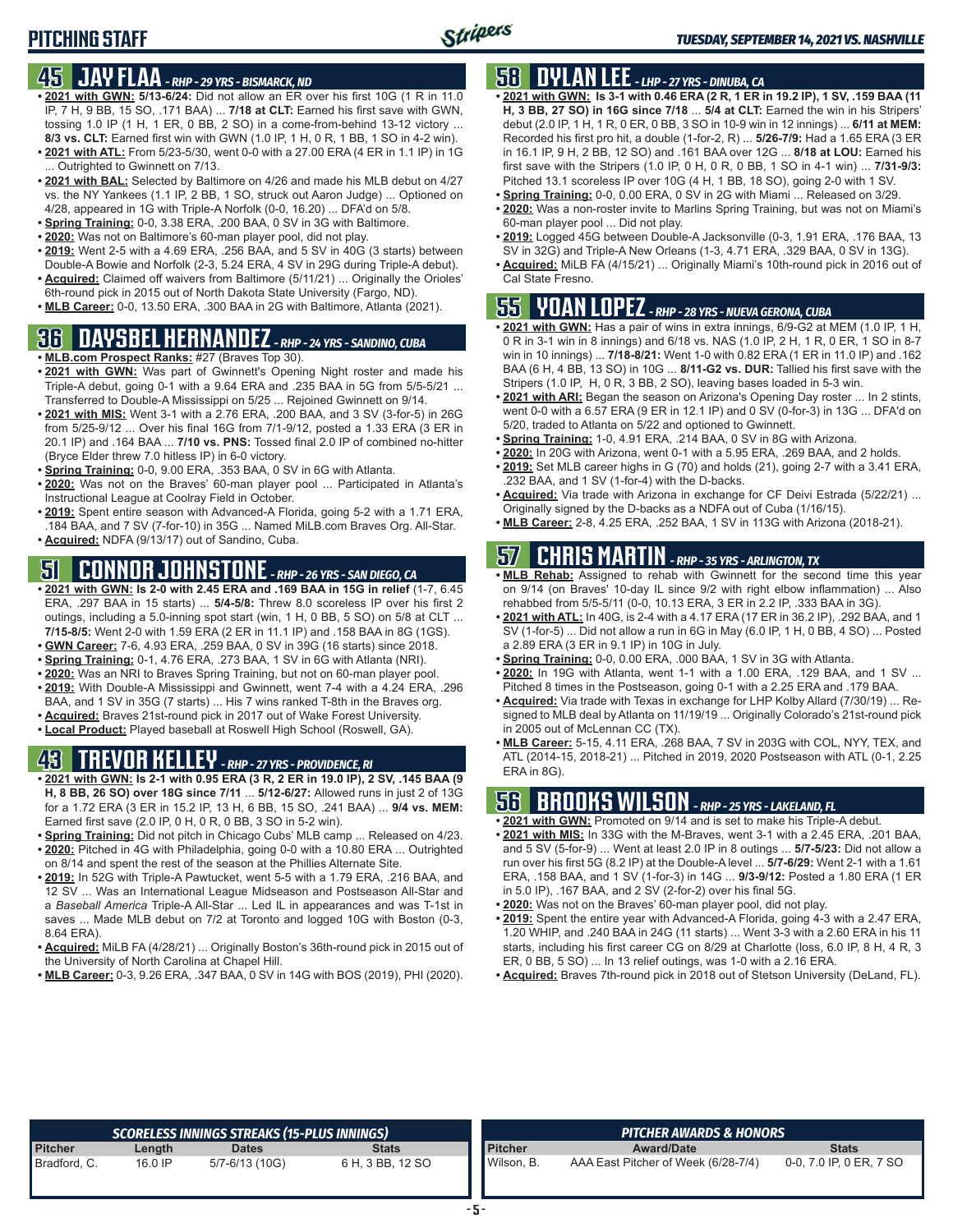# PITCHING STAFF

*TUESDAY, SEPTEMBER 14, 2021 VS. NASHVILLE*

## 45 JAY FLAA - *RHP - 29 YRS - BISMARCK, ND*

- **2021 with GWN: 5/13-6/24:** Did not allow an ER over his first 10G (1 R in 11.0 IP, 7 H, 9 BB, 15 SO, .171 BAA) ... **7/18 at CLT:** Earned his first save with GWN, tossing 1.0 IP (1 H, 1 ER, 0 BB, 2 SO) in a come-from-behind 13-12 victory ... **8/3 vs. CLT:** Earned first win with GWN (1.0 IP, 1 H, 0 R, 1 BB, 1 SO in 4-2 win).
- **2021 with ATL:** From 5/23-5/30, went 0-0 with a 27.00 ERA (4 ER in 1.1 IP) in 1G ... Outrighted to Gwinnett on 7/13.
- **2021 with BAL:** Selected by Baltimore on 4/26 and made his MLB debut on 4/27 vs. the NY Yankees (1.1 IP, 2 BB, 1 SO, struck out Aaron Judge) ... Optioned on 4/28, appeared in 1G with Triple-A Norfolk (0-0, 16.20) ... DFA'd on 5/8.
- **Spring Training:** 0-0, 3.38 ERA, .200 BAA, 0 SV in 3G with Baltimore.
- **2020:** Was not on Baltimore's 60-man player pool, did not play.
- **2019:** Went 2-5 with a 4.69 ERA, .256 BAA, and 5 SV in 40G (3 starts) between Double-A Bowie and Norfolk (2-3, 5.24 ERA, 4 SV in 29G during Triple-A debut).
- **Acquired:** Claimed off waivers from Baltimore (5/11/21) ... Originally the Orioles' 6th-round pick in 2015 out of North Dakota State University (Fargo, ND).
- **MLB Career:** 0-0, 13.50 ERA, .300 BAA in 2G with Baltimore, Atlanta (2021).

## 36 DAYSBEL HERNANDEZ - *RHP - 24 YRS - SANDINO, CUBA*

- **MLB.com Prospect Ranks:** #27 (Braves Top 30).
- **2021 with GWN:** Was part of Gwinnett's Opening Night roster and made his Triple-A debut, going 0-1 with a 9.64 ERA and .235 BAA in 5G from 5/5-5/21 ... Transferred to Double-A Mississippi on 5/25 ... Rejoined Gwinnett on 9/14.
- **2021 with MIS:** Went 3-1 with a 2.76 ERA, .200 BAA, and 3 SV (3-for-5) in 26G from 5/25-9/12 ... Over his final 16G from 7/1-9/12, posted a 1.33 ERA (3 ER in 20.1 IP) and .164 BAA ... **7/10 vs. PNS:** Tossed final 2.0 IP of combined no-hitter (Bryce Elder threw 7.0 hitless IP) in 6-0 victory.
- **Spring Training:** 0-0, 9.00 ERA, .353 BAA, 0 SV in 6G with Atlanta.
- **2020:** Was not on the Braves' 60-man player pool ... Participated in Atlanta's Instructional League at Coolray Field in October.
- **2019:** Spent entire season with Advanced-A Florida, going 5-2 with a 1.71 ERA, .184 BAA, and 7 SV (7-for-10) in 35G ... Named MiLB.com Braves Org. All-Star.
- **Acquired:** NDFA (9/13/17) out of Sandino, Cuba.

## 51 CONNOR JOHNSTONE - *RHP - 26 YRS - SAN DIEGO, CA*

- **2021 with GWN: Is 2-0 with 2.45 ERA and .169 BAA in 15G in relief** (1-7, 6.45 ERA, .297 BAA in 15 starts) ... **5/4-5/8:** Threw 8.0 scoreless IP over his first 2 outings, including a 5.0-inning spot start (win, 1 H, 0 BB, 5 SO) on 5/8 at CLT ... **7/15-8/5:** Went 2-0 with 1.59 ERA (2 ER in 11.1 IP) and .158 BAA in 8G (1GS).
- **GWN Career:** 7-6, 4.93 ERA, .259 BAA, 0 SV in 39G (16 starts) since 2018.
- **Spring Training:** 0-1, 4.76 ERA, .273 BAA, 1 SV in 6G with Atlanta (NRI).
- **2020:** Was an NRI to Braves Spring Training, but not on 60-man player pool.
- **2019:** With Double-A Mississippi and Gwinnett, went 7-4 with a 4.24 ERA, .296 BAA, and 1 SV in 35G (7 starts) ... His 7 wins ranked T-8th in the Braves org.
- **Acquired:** Braves 21st-round pick in 2017 out of Wake Forest University.
- **Local Product:** Played baseball at Roswell High School (Roswell, GA).

## 43 TREVOR KELLEY - *RHP - 27 YRS - PROVIDENCE, RI*

- **2021 with GWN: Is 2-1 with 0.95 ERA (3 R, 2 ER in 19.0 IP), 2 SV, .145 BAA (9 H, 8 BB, 26 SO) over 18G since 7/11** ... **5/12-6/27:** Allowed runs in just 2 of 13G for a 1.72 ERA (3 ER in 15.2 IP, 13 H, 6 BB, 15 SO, .241 BAA) ... **9/4 vs. MEM:** Earned first save (2.0 IP, 0 H, 0 R, 0 BB, 3 SO in 5-2 win).
- **Spring Training:** Did not pitch in Chicago Cubs' MLB camp ... Released on 4/23.
- **2020:** Pitched in 4G with Philadelphia, going 0-0 with a 10.80 ERA ... Outrighted on 8/14 and spent the rest of the season at the Phillies Alternate Site.
- **2019:** In 52G with Triple-A Pawtucket, went 5-5 with a 1.79 ERA, .216 BAA, and 12 SV ... Was an International League Midseason and Postseason All-Star and a *Baseball America* Triple-A All-Star ... Led IL in appearances and was T-1st in saves ... Made MLB debut on 7/2 at Toronto and logged 10G with Boston (0-3, 8.64 ERA).
- **Acquired:** MiLB FA (4/28/21) ... Originally Boston's 36th-round pick in 2015 out of the University of North Carolina at Chapel Hill.
- **MLB Career:** 0-3, 9.26 ERA, .347 BAA, 0 SV in 14G with BOS (2019), PHI (2020).

## 58 DYLAN LEE - *LHP - 27 YRS - DINUBA, CA*

- **2021 with GWN: Is 3-1 with 0.46 ERA (2 R, 1 ER in 19.2 IP), 1 SV, .159 BAA (11 H, 3 BB, 27 SO) in 16G since 7/18** ... **5/4 at CLT:** Earned the win in his Stripers' debut (2.0 IP, 1 H, 1 R, 0 ER, 0 BB, 3 SO in 10-9 win in 12 innings) ... **6/11 at MEM:** Recorded his first pro hit, a double (1-for-2, R) ... **5/26-7/9:** Had a 1.65 ERA (3 ER in 16.1 IP, 9 H, 2 BB, 12 SO) and .161 BAA over 12G ... **8/18 at LOU:** Earned his first save with the Stripers (1.0 IP, 0 H, 0 R, 0 BB, 1 SO in 4-1 win) ... **7/31-9/3:** Pitched 13.1 scoreless IP over 10G (4 H, 1 BB, 18 SO), going 2-0 with 1 SV.
- **Spring Training:** 0-0, 0.00 ERA, 0 SV in 2G with Miami ... Released on 3/29.
- **2020:** Was a non-roster invite to Marlins Spring Training, but was not on Miami's 60-man player pool ... Did not play.
- **2019:** Logged 45G between Double-A Jacksonville (0-3, 1.91 ERA, .176 BAA, 13 SV in 32G) and Triple-A New Orleans (1-3, 4.71 ERA, .329 BAA, 0 SV in 13G).
- **Acquired:** MiLB FA (4/15/21) ... Originally Miami's 10th-round pick in 2016 out of Cal State Fresno.

## 55 YOAN LOPEZ - *RHP - 28 YRS - NUEVA GERONA, CUBA*

- **2021 with GWN:** Has a pair of wins in extra innings, 6/9-G2 at MEM (1.0 IP, 1 H, 0 R in 3-1 win in 8 innings) and 6/18 vs. NAS (1.0 IP, 2 H, 1 R, 0 ER, 1 SO in 8-7 win in 10 innings) ... **7/18-8/21:** Went 1-0 with 0.82 ERA (1 ER in 11.0 IP) and .162 BAA (6 H, 4 BB, 13 SO) in 10G ... **8/11-G2 vs. DUR:** Tallied his first save with the Stripers (1.0 IP, 0 H, 0 R, 3 BB, 2 SO), leaving bases loaded in 5-3 win.
- **2021 with ARI:** Began the season on Arizona's Opening Day roster ... In 2 stints, went 0-0 with a 6.57 ERA (9 ER in 12.1 IP) and 0 SV (0-for-3) in 13G ... DFA'd on 5/20, traded to Atlanta on 5/22 and optioned to Gwinnett.
- **Spring Training:** 1-0, 4.91 ERA, .214 BAA, 0 SV in 8G with Arizona.
- **2020:** In 20G with Arizona, went 0-1 with a 5.95 ERA, .269 BAA, and 2 holds.
- **2019:** Set MLB career highs in G (70) and holds (21), going 2-7 with a 3.41 ERA, .232 BAA, and 1 SV (1-for-4) with the D-backs.
- **Acquired:** Via trade with Arizona in exchange for CF Deivi Estrada (5/22/21) ... Originally signed by the D-backs as a NDFA out of Cuba (1/16/15).
- **MLB Career:** 2-8, 4.25 ERA, .252 BAA, 1 SV in 113G with Arizona (2018-21).

## 57 CHRIS MARTIN - *RHP - 35 YRS - ARLINGTON, TX*

- **MLB Rehab:** Assigned to rehab with Gwinnett for the second time this year on 9/14 (on Braves' 10-day IL since 9/2 with right elbow inflammation) ... Also rehabbed from 5/5-5/11 (0-0, 10.13 ERA, 3 ER in 2.2 IP, .333 BAA in 3G).
- **2021 with ATL:** In 40G, is 2-4 with a 4.17 ERA (17 ER in 36.2 IP), .292 BAA, and 1 SV (1-for-5) ... Did not allow a run in 6G in May (6.0 IP, 1 H, 0 BB, 4 SO) ... Posted a 2.89 ERA (3 ER in 9.1 IP) in 10G in July.
- **Spring Training:** 0-0, 0.00 ERA, .000 BAA, 1 SV in 3G with Atlanta.
- **2020:** In 19G with Atlanta, went 1-1 with a 1.00 ERA, .129 BAA, and 1 SV ... Pitched 8 times in the Postseason, going 0-1 with a 2.25 ERA and .179 BAA.
- **Acquired:** Via trade with Texas in exchange for LHP Kolby Allard (7/30/19) ... Re-signed to MLB deal by Atlanta on 11/19/19 ... Originally Colorado's 21st-round pick in 2005 out of McLennan CC (TX).
- **MLB Career:** 5-15, 4.11 ERA, .268 BAA, 7 SV in 203G with COL, NYY, TEX, and ATL (2014-15, 2018-21) ... Pitched in 2019, 2020 Postseason with ATL (0-1, 2.25 ERA in 8G).

## 56 BROOKS WILSON - *RHP - 25 YRS - LAKELAND, FL*

- **2021 with GWN:** Promoted on 9/14 and is set to make his Triple-A debut.
- **2021 with MIS:** In 33G with the M-Braves, went 3-1 with a 2.45 ERA, .201 BAA, and 5 SV (5-for-9) ... Went at least 2.0 IP in 8 outings ... **5/7-5/23:** Did not allow a run over his first 5G (8.2 IP) at the Double-A level ... **5/7-6/29:** Went 2-1 with a 1.61 ERA, .158 BAA, and 1 SV (1-for-3) in 14G ... **9/3-9/12:** Posted a 1.80 ERA (1 ER in 5.0 IP), .167 BAA, and 2 SV (2-for-2) over his final 5G.
- **2020:** Was not on the Braves' 60-man player pool, did not play.
- **2019:** Spent the entire year with Advanced-A Florida, going 4-3 with a 2.47 ERA, 1.20 WHIP, and .240 BAA in 24G (11 starts) ... Went 3-3 with a 2.60 ERA in his 11 starts, including his first career CG on 8/29 at Charlotte (loss, 6.0 IP, 8 H, 4 R, 3 ER, 0 BB, 5 SO) ... In 13 relief outings, was 1-0 with a 2.16 ERA.
- **Acquired:** Braves 7th-round pick in 2018 out of Stetson University (DeLand, FL).

### SCORELESS INNINGS STREAKS (15-PLUS INNINGS)

| Pitcher | Length | Dates | Stats |
|---|---|---|---|
| Bradford, C. | 16.0 IP | 5/7-6/13 (10G) | 6 H, 3 BB, 12 SO |

### PITCHER AWARDS & HONORS

| Pitcher | Award/Date | Stats |
|---|---|---|
| Wilson, B. | AAA East Pitcher of Week (6/28-7/4) | 0-0, 7.0 IP, 0 ER, 7 SO |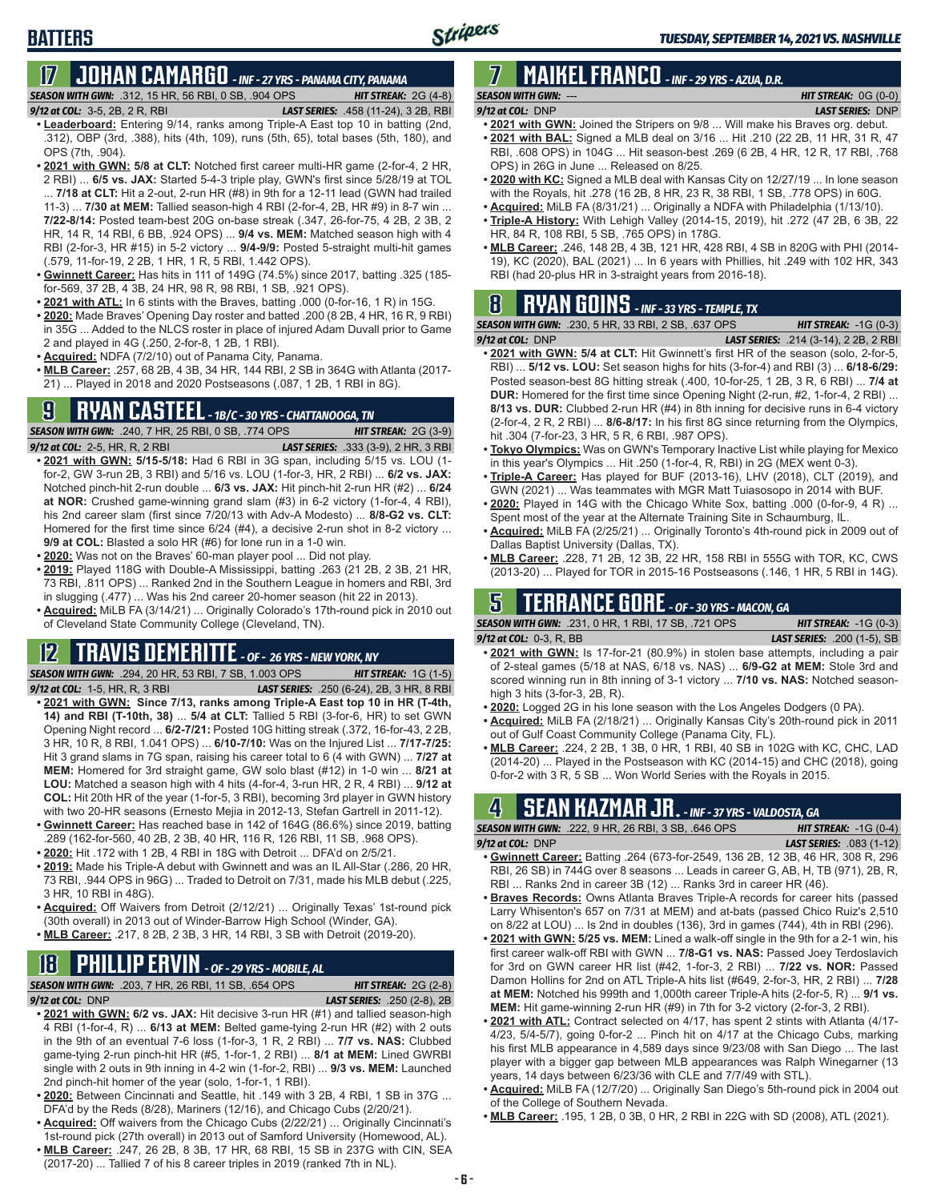# BATTERS

## 17 JOHAN CAMARGO - INF - 27 YRS - PANAMA CITY, PANAMA

**SEASON WITH GWN:** .312, 15 HR, 56 RBI, 0 SB, .904 OPS — **HIT STREAK:** 2G (4-8)
**9/12 at COL:** 3-5, 2B, 2 R, RBI — **LAST SERIES:** .458 (11-24), 3 2B, RBI

- **Leaderboard:** Entering 9/14, ranks among Triple-A East top 10 in batting (2nd, .312), OBP (3rd, .388), hits (4th, 109), runs (5th, 65), total bases (5th, 180), and OPS (7th, .904).
- **2021 with GWN: 5/8 at CLT:** Notched first career multi-HR game (2-for-4, 2 HR, 2 RBI) ... **6/5 vs. JAX:** Started 5-4-3 triple play, GWN's first since 5/28/19 at TOL ... **7/18 at CLT:** Hit a 2-out, 2-run HR (#8) in 9th for a 12-11 lead (GWN had trailed 11-3) ... **7/30 at MEM:** Tallied season-high 4 RBI (2-for-4, 2B, HR #9) in 8-7 win ... **7/22-8/14:** Posted team-best 20G on-base streak (.347, 26-for-75, 4 2B, 2 3B, 2 HR, 14 R, 14 RBI, 6 BB, .924 OPS) ... **9/4 vs. MEM:** Matched season high with 4 RBI (2-for-3, HR #15) in 5-2 victory ... **9/4-9/9:** Posted 5-straight multi-hit games (.579, 11-for-19, 2 2B, 1 HR, 1 R, 5 RBI, 1.442 OPS).
- **Gwinnett Career:** Has hits in 111 of 149G (74.5%) since 2017, batting .325 (185-for-569, 37 2B, 4 3B, 24 HR, 98 R, 98 RBI, 1 SB, .921 OPS).
- **2021 with ATL:** In 6 stints with the Braves, batting .000 (0-for-16, 1 R) in 15G.
- **2020:** Made Braves' Opening Day roster and batted .200 (8 2B, 4 HR, 16 R, 9 RBI) in 35G ... Added to the NLCS roster in place of injured Adam Duvall prior to Game 2 and played in 4G (.250, 2-for-8, 1 2B, 1 RBI).
- **Acquired:** NDFA (7/2/10) out of Panama City, Panama.
- **MLB Career:** .257, 68 2B, 4 3B, 34 HR, 144 RBI, 2 SB in 364G with Atlanta (2017-21) ... Played in 2018 and 2020 Postseasons (.087, 1 2B, 1 RBI in 8G).

## 9 RYAN CASTEEL - 1B/C - 30 YRS - CHATTANOOGA, TN

**SEASON WITH GWN:** .240, 7 HR, 25 RBI, 0 SB, .774 OPS — **HIT STREAK:** 2G (3-9)
**9/12 at COL:** 2-5, HR, R, 2 RBI — **LAST SERIES:** .333 (3-9), 2 HR, 3 RBI

- **2021 with GWN: 5/15-5/18:** Had 6 RBI in 3G span, including 5/15 vs. LOU (1-for-2, GW 3-run 2B, 3 RBI) and 5/16 vs. LOU (1-for-3, HR, 2 RBI) ... **6/2 vs. JAX:** Notched pinch-hit 2-run double ... **6/3 vs. JAX:** Hit pinch-hit 2-run HR (#2) ... **6/24 at NOR:** Crushed game-winning grand slam (#3) in 6-2 victory (1-for-4, 4 RBI), his 2nd career slam (first since 7/20/13 with Adv-A Modesto) ... **8/8-G2 vs. CLT:** Homered for the first time since 6/24 (#4), a decisive 2-run shot in 8-2 victory ... **9/9 at COL:** Blasted a solo HR (#6) for lone run in a 1-0 win.
- **2020:** Was not on the Braves' 60-man player pool ... Did not play.
- **2019:** Played 118G with Double-A Mississippi, batting .263 (21 2B, 2 3B, 21 HR, 73 RBI, .811 OPS) ... Ranked 2nd in the Southern League in homers and RBI, 3rd in slugging (.477) ... Was his 2nd career 20-homer season (hit 22 in 2013).
- **Acquired:** MiLB FA (3/14/21) ... Originally Colorado's 17th-round pick in 2010 out of Cleveland State Community College (Cleveland, TN).

## 12 TRAVIS DEMERITTE - OF - 26 YRS - NEW YORK, NY

**SEASON WITH GWN:** .294, 20 HR, 53 RBI, 7 SB, 1.003 OPS — **HIT STREAK:** 1G (1-5)
**9/12 at COL:** 1-5, HR, R, 3 RBI — **LAST SERIES:** .250 (6-24), 2B, 3 HR, 8 RBI

- **2021 with GWN: Since 7/13, ranks among Triple-A East top 10 in HR (T-4th, 14) and RBI (T-10th, 38)** ... **5/4 at CLT:** Tallied 5 RBI (3-for-6, HR) to set GWN Opening Night record ... **6/2-7/21:** Posted 10G hitting streak (.372, 16-for-43, 2 2B, 3 HR, 10 R, 8 RBI, 1.041 OPS) ... **6/10-7/10:** Was on the Injured List ... **7/17-7/25:** Hit 3 grand slams in 7G span, raising his career total to 6 (4 with GWN) ... **7/27 at MEM:** Homered for 3rd straight game, GW solo blast (#12) in 1-0 win ... **8/21 at LOU:** Matched a season high with 4 hits (4-for-4, 3-run HR, 2 R, 4 RBI) ... **9/12 at COL:** Hit 20th HR of the year (1-for-5, 3 RBI), becoming 3rd player in GWN history with two 20-HR seasons (Ernesto Mejia in 2012-13, Stefan Gartrell in 2011-12).
- **Gwinnett Career:** Has reached base in 142 of 164G (86.6%) since 2019, batting .289 (162-for-560, 40 2B, 2 3B, 40 HR, 116 R, 126 RBI, 11 SB, .968 OPS).
- **2020:** Hit .172 with 1 2B, 4 RBI in 18G with Detroit ... DFA'd on 2/5/21.
- **2019:** Made his Triple-A debut with Gwinnett and was an IL All-Star (.286, 20 HR, 73 RBI, .944 OPS in 96G) ... Traded to Detroit on 7/31, made his MLB debut (.225, 3 HR, 10 RBI in 48G).
- **Acquired:** Off Waivers from Detroit (2/12/21) ... Originally Texas' 1st-round pick (30th overall) in 2013 out of Winder-Barrow High School (Winder, GA).
- **MLB Career:** .217, 8 2B, 2 3B, 3 HR, 14 RBI, 3 SB with Detroit (2019-20).

## 18 PHILLIP ERVIN - OF - 29 YRS - MOBILE, AL

**SEASON WITH GWN:** .203, 7 HR, 26 RBI, 11 SB, .654 OPS — **HIT STREAK:** 2G (2-8)
**9/12 at COL:** DNP — **LAST SERIES:** .250 (2-8), 2B

- **2021 with GWN: 6/2 vs. JAX:** Hit decisive 3-run HR (#1) and tallied season-high 4 RBI (1-for-4, R) ... **6/13 at MEM:** Belted game-tying 2-run HR (#2) with 2 outs in the 9th for an eventual 7-6 loss (1-for-3, 1 R, 2 RBI) ... **7/7 vs. NAS:** Clubbed game-tying 2-run pinch-hit HR (#5, 1-for-1, 2 RBI) ... **8/1 at MEM:** Lined GWRBI single with 2 outs in 9th inning in 4-2 win (1-for-2, RBI) ... **9/3 vs. MEM:** Launched 2nd pinch-hit homer of the year (solo, 1-for-1, 1 RBI).
- **2020:** Between Cincinnati and Seattle, hit .149 with 3 2B, 4 RBI, 1 SB in 37G ... DFA'd by the Reds (8/28), Mariners (12/16), and Chicago Cubs (2/20/21).
- **Acquired:** Off waivers from the Chicago Cubs (2/22/21) ... Originally Cincinnati's 1st-round pick (27th overall) in 2013 out of Samford University (Homewood, AL).
- **MLB Career:** .247, 26 2B, 8 3B, 17 HR, 68 RBI, 15 SB in 237G with CIN, SEA (2017-20) ... Tallied 7 of his 8 career triples in 2019 (ranked 7th in NL).

## 7 MAIKEL FRANCO - INF - 29 YRS - AZUA, D.R.

**SEASON WITH GWN:** --- — **HIT STREAK:** 0G (0-0)
**9/12 at COL:** DNP — **LAST SERIES:** DNP

- **2021 with GWN:** Joined the Stripers on 9/8 ... Will make his Braves org. debut.
- **2021 with BAL:** Signed a MLB deal on 3/16 ... Hit .210 (22 2B, 11 HR, 31 R, 47 RBI, .608 OPS) in 104G ... Hit season-best .269 (6 2B, 4 HR, 12 R, 17 RBI, .768 OPS) in 26G in June ... Released on 8/25.
- **2020 with KC:** Signed a MLB deal with Kansas City on 12/27/19 ... In lone season with the Royals, hit .278 (16 2B, 8 HR, 23 R, 38 RBI, 1 SB, .778 OPS) in 60G.
- **Acquired:** MiLB FA (8/31/21) ... Originally a NDFA with Philadelphia (1/13/10).
- **Triple-A History:** With Lehigh Valley (2014-15, 2019), hit .272 (47 2B, 6 3B, 22 HR, 84 R, 108 RBI, 5 SB, .765 OPS) in 178G.
- **MLB Career:** .246, 148 2B, 4 3B, 121 HR, 428 RBI, 4 SB in 820G with PHI (2014-19), KC (2020), BAL (2021) ... In 6 years with Phillies, hit .249 with 102 HR, 343 RBI (had 20-plus HR in 3-straight years from 2016-18).

## 8 RYAN GOINS - INF - 33 YRS - TEMPLE, TX

**SEASON WITH GWN:** .230, 5 HR, 33 RBI, 2 SB, .637 OPS — **HIT STREAK:** -1G (0-3)
**9/12 at COL:** DNP — **LAST SERIES:** .214 (3-14), 2 2B, 2 RBI

- **2021 with GWN: 5/4 at CLT:** Hit Gwinnett's first HR of the season (solo, 2-for-5, RBI) ... **5/12 vs. LOU:** Set season highs for hits (3-for-4) and RBI (3) ... **6/18-6/29:** Posted season-best 8G hitting streak (.400, 10-for-25, 1 2B, 3 R, 6 RBI) ... **7/4 at DUR:** Homered for the first time since Opening Night (2-run, #2, 1-for-4, 2 RBI) ... **8/13 vs. DUR:** Clubbed 2-run HR (#4) in 8th inning for decisive runs in 6-4 victory (2-for-4, 2 R, 2 RBI) ... **8/6-8/17:** In his first 8G since returning from the Olympics, hit .304 (7-for-23, 3 HR, 5 R, 6 RBI, .987 OPS).
- **Tokyo Olympics:** Was on GWN's Temporary Inactive List while playing for Mexico in this year's Olympics ... Hit .250 (1-for-4, R, RBI) in 2G (MEX went 0-3).
- **Triple-A Career:** Has played for BUF (2013-16), LHV (2018), CLT (2019), and GWN (2021) ... Was teammates with MGR Matt Tuiasosopo in 2014 with BUF.
- **2020:** Played in 14G with the Chicago White Sox, batting .000 (0-for-9, 4 R) ... Spent most of the year at the Alternate Training Site in Schaumburg, IL.
- **Acquired:** MiLB FA (2/25/21) ... Originally Toronto's 4th-round pick in 2009 out of Dallas Baptist University (Dallas, TX).
- **MLB Career:** .228, 71 2B, 12 3B, 22 HR, 158 RBI in 555G with TOR, KC, CWS (2013-20) ... Played for TOR in 2015-16 Postseasons (.146, 1 HR, 5 RBI in 14G).

## 5 TERRANCE GORE - OF - 30 YRS - MACON, GA

**SEASON WITH GWN:** .231, 0 HR, 1 RBI, 17 SB, .721 OPS — **HIT STREAK:** -1G (0-3)
**9/12 at COL:** 0-3, R, BB — **LAST SERIES:** .200 (1-5), SB

- **2021 with GWN:** Is 17-for-21 (80.9%) in stolen base attempts, including a pair of 2-steal games (5/18 at NAS, 6/18 vs. NAS) ... **6/9-G2 at MEM:** Stole 3rd and scored winning run in 8th inning of 3-1 victory ... **7/10 vs. NAS:** Notched season-high 3 hits (3-for-3, 2B, R).
- **2020:** Logged 2G in his lone season with the Los Angeles Dodgers (0 PA).
- **Acquired:** MiLB FA (2/18/21) ... Originally Kansas City's 20th-round pick in 2011 out of Gulf Coast Community College (Panama City, FL).
- **MLB Career:** .224, 2 2B, 1 3B, 0 HR, 1 RBI, 40 SB in 102G with KC, CHC, LAD (2014-20) ... Played in the Postseason with KC (2014-15) and CHC (2018), going 0-for-2 with 3 R, 5 SB ... Won World Series with the Royals in 2015.

## 4 SEAN KAZMAR JR. - INF - 37 YRS - VALDOSTA, GA

**SEASON WITH GWN:** .222, 9 HR, 26 RBI, 3 SB, .646 OPS — **HIT STREAK:** -1G (0-4)
**9/12 at COL:** DNP — **LAST SERIES:** .083 (1-12)

- **Gwinnett Career:** Batting .264 (673-for-2549, 136 2B, 12 3B, 46 HR, 308 R, 296 RBI, 26 SB) in 744G over 8 seasons ... Leads in career G, AB, H, TB (971), 2B, R, RBI ... Ranks 2nd in career 3B (12) ... Ranks 3rd in career HR (46).
- **Braves Records:** Owns Atlanta Braves Triple-A records for career hits (passed Larry Whisenton's 657 on 7/31 at MEM) and at-bats (passed Chico Ruiz's 2,510 on 8/22 at LOU) ... Is 2nd in doubles (136), 3rd in games (744), 4th in RBI (296).
- **2021 with GWN: 5/25 vs. MEM:** Lined a walk-off single in the 9th for a 2-1 win, his first career walk-off RBI with GWN ... **7/8-G1 vs. NAS:** Passed Joey Terdoslavich for 3rd on GWN career HR list (#42, 1-for-3, 2 RBI) ... **7/22 vs. NOR:** Passed Damon Hollins for 2nd on ATL Triple-A hits list (#649, 2-for-3, HR, 2 RBI) ... **7/28 at MEM:** Notched his 999th and 1,000th career Triple-A hits (2-for-5, R) ... **9/1 vs. MEM:** Hit game-winning 2-run HR (#9) in 7th for 3-2 victory (2-for-3, 2 RBI).
- **2021 with ATL:** Contract selected on 4/17, has spent 2 stints with Atlanta (4/17-4/23, 5/4-5/7), going 0-for-2 ... Pinch hit on 4/17 at the Chicago Cubs, marking his first MLB appearance in 4,589 days since 9/23/08 with San Diego ... The last player with a bigger gap between MLB appearances was Ralph Winegarner (13 years, 14 days between 6/23/36 with CLE and 7/7/49 with STL).
- **Acquired:** MiLB FA (12/7/20) ... Originally San Diego's 5th-round pick in 2004 out of the College of Southern Nevada.
- **MLB Career:** .195, 1 2B, 0 3B, 0 HR, 2 RBI in 22G with SD (2008), ATL (2021).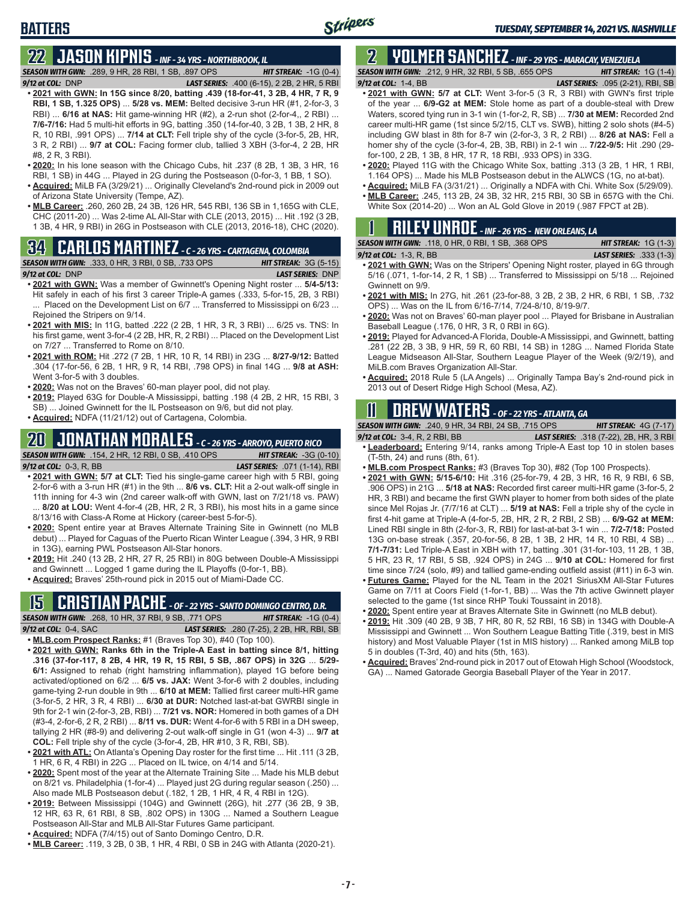# BATTERS

## 22 JASON KIPNIS - INF - 34 YRS - NORTHBROOK, IL

**SEASON WITH GWN:** .289, 9 HR, 28 RBI, 1 SB, .897 OPS **HIT STREAK:** -1G (0-4)
**9/12 at COL:** DNP **LAST SERIES:** .400 (6-15), 2 2B, 2 HR, 5 RBI

- **2021 with GWN: In 15G since 8/20, batting .439 (18-for-41, 3 2B, 4 HR, 7 R, 9 RBI, 1 SB, 1.325 OPS)** ... **5/28 vs. MEM:** Belted decisive 3-run HR (#1, 2-for-3, 3 RBI) ... **6/16 at NAS:** Hit game-winning HR (#2), a 2-run shot (2-for-4,, 2 RBI) ... **7/6-7/16:** Had 5 multi-hit efforts in 9G, batting .350 (14-for-40, 3 2B, 1 3B, 2 HR, 8 R, 10 RBI, .991 OPS) ... **7/14 at CLT:** Fell triple shy of the cycle (3-for-5, 2B, HR, 3 R, 2 RBI) ... **9/7 at COL:** Facing former club, tallied 3 XBH (3-for-4, 2 2B, HR #8, 2 R, 3 RBI).
- **2020:** In his lone season with the Chicago Cubs, hit .237 (8 2B, 1 3B, 3 HR, 16 RBI, 1 SB) in 44G ... Played in 2G during the Postseason (0-for-3, 1 BB, 1 SO).
- **Acquired:** MiLB FA (3/29/21) ... Originally Cleveland's 2nd-round pick in 2009 out of Arizona State University (Tempe, AZ).
- **MLB Career:** .260, 260 2B, 24 3B, 126 HR, 545 RBI, 136 SB in 1,165G with CLE, CHC (2011-20) ... Was 2-time AL All-Star with CLE (2013, 2015) ... Hit .192 (3 2B, 1 3B, 4 HR, 9 RBI) in 26G in Postseason with CLE (2013, 2016-18), CHC (2020).

## 34 CARLOS MARTINEZ - C - 26 YRS - CARTAGENA, COLOMBIA

**SEASON WITH GWN:** .333, 0 HR, 3 RBI, 0 SB, .733 OPS **HIT STREAK:** 3G (5-15)
**9/12 at COL:** DNP **LAST SERIES:** DNP

- **2021 with GWN:** Was a member of Gwinnett's Opening Night roster ... **5/4-5/13:** Hit safely in each of his first 3 career Triple-A games (.333, 5-for-15, 2B, 3 RBI) ... Placed on the Development List on 6/7 ... Transferred to Mississippi on 6/23 ... Rejoined the Stripers on 9/14.
- **2021 with MIS:** In 11G, batted .222 (2 2B, 1 HR, 3 R, 3 RBI) ... 6/25 vs. TNS: In his first game, went 3-for-4 (2 2B, HR, R, 2 RBI) ... Placed on the Development List on 7/27 ... Transferred to Rome on 8/10.
- **2021 with ROM:** Hit .272 (7 2B, 1 HR, 10 R, 14 RBI) in 23G ... **8/27-9/12:** Batted .304 (17-for-56, 6 2B, 1 HR, 9 R, 14 RBI, .798 OPS) in final 14G ... **9/8 at ASH:** Went 3-for-5 with 3 doubles.
- **2020:** Was not on the Braves' 60-man player pool, did not play.
- **2019:** Played 63G for Double-A Mississippi, batting .198 (4 2B, 2 HR, 15 RBI, 3 SB) ... Joined Gwinnett for the IL Postseason on 9/6, but did not play.
- **Acquired:** NDFA (11/21/12) out of Cartagena, Colombia.

## 20 JONATHAN MORALES - C - 26 YRS - ARROYO, PUERTO RICO

**SEASON WITH GWN:** .154, 2 HR, 12 RBI, 0 SB, .410 OPS **HIT STREAK:** -3G (0-10)
**9/12 at COL:** 0-3, R, BB **LAST SERIES:** .071 (1-14), RBI

- **2021 with GWN: 5/7 at CLT:** Tied his single-game career high with 5 RBI, going 2-for-6 with a 3-run HR (#1) in the 9th ... **8/6 vs. CLT:** Hit a 2-out walk-off single in 11th inning for 4-3 win (2nd career walk-off with GWN, last on 7/21/18 vs. PAW) ... **8/20 at LOU:** Went 4-for-4 (2B, HR, 2 R, 3 RBI), his most hits in a game since 8/13/16 with Class-A Rome at Hickory (career-best 5-for-5).
- **2020:** Spent entire year at Braves Alternate Training Site in Gwinnett (no MLB debut) ... Played for Caguas of the Puerto Rican Winter League (.394, 3 HR, 9 RBI in 13G), earning PWL Postseason All-Star honors.
- **2019:** Hit .240 (13 2B, 2 HR, 27 R, 25 RBI) in 80G between Double-A Mississippi and Gwinnett ... Logged 1 game during the IL Playoffs (0-for-1, BB).
- **Acquired:** Braves' 25th-round pick in 2015 out of Miami-Dade CC.

## 15 CRISTIAN PACHE - OF - 22 YRS - SANTO DOMINGO CENTRO, D.R.

**SEASON WITH GWN:** .268, 10 HR, 37 RBI, 9 SB, .771 OPS **HIT STREAK:** -1G (0-4)
**9/12 at COL:** 0-4, SAC **LAST SERIES:** .280 (7-25), 2 2B, HR, RBI, SB

- **MLB.com Prospect Ranks:** #1 (Braves Top 30), #40 (Top 100).
- **2021 with GWN: Ranks 6th in the Triple-A East in batting since 8/1, hitting .316 (37-for-117, 8 2B, 4 HR, 19 R, 15 RBI, 5 SB, .867 OPS) in 32G** ... **5/29-6/1:** Assigned to rehab (right hamstring inflammation), played 1G before being activated/optioned on 6/2 ... **6/5 vs. JAX:** Went 3-for-6 with 2 doubles, including game-tying 2-run double in 9th ... **6/10 at MEM:** Tallied first career multi-HR game (3-for-5, 2 HR, 3 R, 4 RBI) ... **6/30 at DUR:** Notched last-at-bat GWRBI single in 9th for 2-1 win (2-for-3, 2B, RBI) ... **7/21 vs. NOR:** Homered in both games of a DH (#3-4, 2-for-6, 2 R, 2 RBI) ... **8/11 vs. DUR:** Went 4-for-4 with 5 RBI in a DH sweep, tallying 2 HR (#8-9) and delivering 2-out walk-off single in G1 (won 4-3) ... **9/7 at COL:** Fell triple shy of the cycle (3-for-4, 2B, HR #10, 3 R, RBI, SB).
- **2021 with ATL:** On Atlanta's Opening Day roster for the first time ... Hit .111 (3 2B, 1 HR, 6 R, 4 RBI) in 22G ... Placed on IL twice, on 4/14 and 5/14.
- **2020:** Spent most of the year at the Alternate Training Site ... Made his MLB debut on 8/21 vs. Philadelphia (1-for-4) ... Played just 2G during regular season (.250) ... Also made MLB Postseason debut (.182, 1 2B, 1 HR, 4 R, 4 RBI in 12G).
- **2019:** Between Mississippi (104G) and Gwinnett (26G), hit .277 (36 2B, 9 3B, 12 HR, 63 R, 61 RBI, 8 SB, .802 OPS) in 130G ... Named a Southern League Postseason All-Star and MLB All-Star Futures Game participant.
- **Acquired:** NDFA (7/4/15) out of Santo Domingo Centro, D.R.
- **MLB Career:** .119, 3 2B, 0 3B, 1 HR, 4 RBI, 0 SB in 24G with Atlanta (2020-21).

## 2 YOLMER SANCHEZ - INF - 29 YRS - MARACAY, VENEZUELA

**SEASON WITH GWN:** .212, 9 HR, 32 RBI, 5 SB, .655 OPS **HIT STREAK:** 1G (1-4)
**9/12 at COL:** 1-4, BB **LAST SERIES:** .095 (2-21), RBI, SB

- **2021 with GWN:** 5/7 at CLT: Went 3-for-5 (3 R, 3 RBI) with GWN's first triple of the year ... **6/9-G2 at MEM:** Stole home as part of a double-steal with Drew Waters, scored tying run in 3-1 win (1-for-2, R, SB) ... **7/30 at MEM:** Recorded 2nd career multi-HR game (1st since 5/2/15, CLT vs. SWB), hitting 2 solo shots (#4-5) including GW blast in 8th for 8-7 win (2-for-3, 3 R, 2 RBI) ... **8/26 at NAS:** Fell a homer shy of the cycle (3-for-4, 2B, 3B, RBI) in 2-1 win ... **7/22-9/5:** Hit .290 (29-for-100, 2 2B, 1 3B, 8 HR, 17 R, 18 RBI, .933 OPS) in 33G.
- **2020:** Played 11G with the Chicago White Sox, batting .313 (3 2B, 1 HR, 1 RBI, 1.164 OPS) ... Made his MLB Postseason debut in the ALWCS (1G, no at-bat).
- **Acquired:** MiLB FA (3/31/21) ... Originally a NDFA with Chi. White Sox (5/29/09).
- **MLB Career:** .245, 113 2B, 24 3B, 32 HR, 215 RBI, 30 SB in 657G with the Chi. White Sox (2014-20) ... Won an AL Gold Glove in 2019 (.987 FPCT at 2B).

## 1 RILEY UNROE - INF - 26 YRS - NEW ORLEANS, LA

**SEASON WITH GWN:** .118, 0 HR, 0 RBI, 1 SB, .368 OPS **HIT STREAK:** 1G (1-3)
**9/12 at COL:** 1-3, R, BB **LAST SERIES:** .333 (1-3)

- **2021 with GWN:** Was on the Stripers' Opening Night roster, played in 6G through 5/16 (.071, 1-for-14, 2 R, 1 SB) ... Transferred to Mississippi on 5/18 ... Rejoined Gwinnett on 9/9.
- **2021 with MIS:** In 27G, hit .261 (23-for-88, 3 2B, 2 3B, 2 HR, 6 RBI, 1 SB, .732 OPS) ... Was on the IL from 6/16-7/14, 7/24-8/10, 8/19-9/7.
- **2020:** Was not on Braves' 60-man player pool ... Played for Brisbane in Australian Baseball League (.176, 0 HR, 3 R, 0 RBI in 6G).
- **2019:** Played for Advanced-A Florida, Double-A Mississippi, and Gwinnett, batting .281 (22 2B, 3 3B, 9 HR, 59 R, 60 RBI, 14 SB) in 128G ... Named Florida State League Midseason All-Star, Southern League Player of the Week (9/2/19), and MiLB.com Braves Organization All-Star.
- **Acquired:** 2018 Rule 5 (LA Angels) ... Originally Tampa Bay's 2nd-round pick in 2013 out of Desert Ridge High School (Mesa, AZ).

## 11 DREW WATERS - OF - 22 YRS - ATLANTA, GA

**SEASON WITH GWN:** .240, 9 HR, 34 RBI, 24 SB, .715 OPS **HIT STREAK:** 4G (7-17)
**9/12 at COL:** 3-4, R, 2 RBI, BB **LAST SERIES:** .318 (7-22), 2B, HR, 3 RBI

- **Leaderboard:** Entering 9/14, ranks among Triple-A East top 10 in stolen bases (T-5th, 24) and runs (8th, 61).
- **MLB.com Prospect Ranks:** #3 (Braves Top 30), #82 (Top 100 Prospects).
- **2021 with GWN: 5/15-6/10:** Hit .316 (25-for-79, 4 2B, 3 HR, 16 R, 9 RBI, 6 SB, .906 OPS) in 21G ... **5/18 at NAS:** Recorded first career multi-HR game (3-for-5, 2 HR, 3 RBI) and became the first GWN player to homer from both sides of the plate since Mel Rojas Jr. (7/7/16 at CLT) ... **5/19 at NAS:** Fell a triple shy of the cycle in first 4-hit game at Triple-A (4-for-5, 2B, HR, 2 R, 2 RBI, 2 SB) ... **6/9-G2 at MEM:** Lined RBI single in 8th (2-for-3, R, RBI) for last-at-bat 3-1 win ... **7/2-7/18:** Posted 13G on-base streak (.357, 20-for-56, 8 2B, 1 3B, 2 HR, 14 R, 10 RBI, 4 SB) ... **7/1-7/31:** Led Triple-A East in XBH with 17, batting .301 (31-for-103, 11 2B, 1 3B, 5 HR, 23 R, 17 RBI, 5 SB, .924 OPS) in 24G ... **9/10 at COL:** Homered for first time since 7/24 (solo, #9) and tallied game-ending outfield assist (#11) in 6-3 win.
- **Futures Game:** Played for the NL Team in the 2021 SiriusXM All-Star Futures Game on 7/11 at Coors Field (1-for-1, BB) ... Was the 7th active Gwinnett player selected to the game (1st since RHP Touki Toussaint in 2018).
- **2020:** Spent entire year at Braves Alternate Site in Gwinnett (no MLB debut).
- **2019:** Hit .309 (40 2B, 9 3B, 7 HR, 80 R, 52 RBI, 16 SB) in 134G with Double-A Mississippi and Gwinnett ... Won Southern League Batting Title (.319, best in MIS history) and Most Valuable Player (1st in MIS history) ... Ranked among MiLB top 5 in doubles (T-3rd, 40) and hits (5th, 163).
- **Acquired:** Braves' 2nd-round pick in 2017 out of Etowah High School (Woodstock, GA) ... Named Gatorade Georgia Baseball Player of the Year in 2017.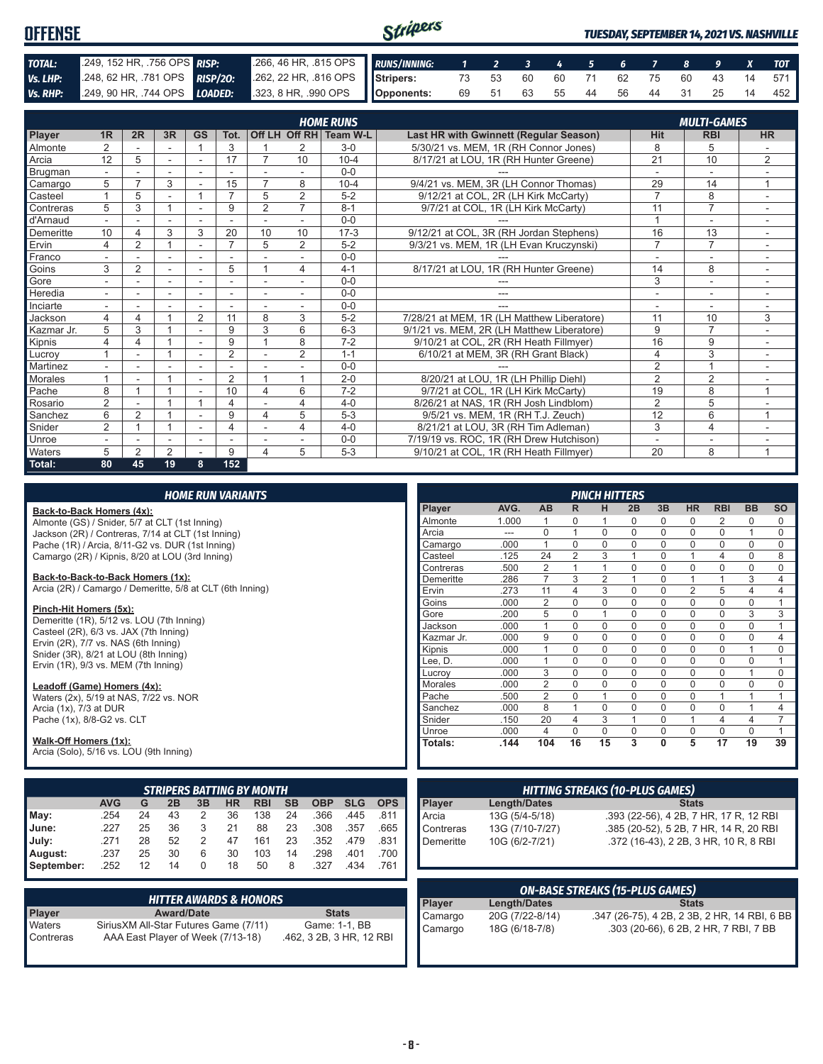# OFFENSE

*TUESDAY, SEPTEMBER 14, 2021 VS. NASHVILLE*

| | | | |
|---|---|---|---|
| **TOTAL:** | .249, 152 HR, .756 OPS | **RISP:** | .266, 46 HR, .815 OPS |
| **Vs. LHP:** | .248, 62 HR, .781 OPS | **RISP/2O:** | .262, 22 HR, .816 OPS |
| **Vs. RHP:** | .249, 90 HR, .744 OPS | **LOADED:** | .323, 8 HR, .990 OPS |

| RUNS/INNING: | 1 | 2 | 3 | 4 | 5 | 6 | 7 | 8 | 9 | X | TOT |
|---|---|---|---|---|---|---|---|---|---|---|---|
| Stripers: | 73 | 53 | 60 | 60 | 71 | 62 | 75 | 60 | 43 | 14 | 571 |
| Opponents: | 69 | 51 | 63 | 55 | 44 | 56 | 44 | 31 | 25 | 14 | 452 |

## HOME RUNS / MULTI-GAMES

| Player | 1R | 2R | 3R | GS | Tot. | Off LH | Off RH | Team W-L | Last HR with Gwinnett (Regular Season) | Hit | RBI | HR |
|---|---|---|---|---|---|---|---|---|---|---|---|---|
| Almonte | 2 | - | - | 1 | 3 | 1 | 2 | 3-0 | 5/30/21 vs. MEM, 1R (RH Connor Jones) | 8 | 5 | - |
| Arcia | 12 | 5 | - | - | 17 | 7 | 10 | 10-4 | 8/17/21 at LOU, 1R (RH Hunter Greene) | 21 | 10 | 2 |
| Brugman | - | - | - | - | - | - | - | 0-0 | --- | - | - | - |
| Camargo | 5 | 7 | 3 | - | 15 | 7 | 8 | 10-4 | 9/4/21 vs. MEM, 3R (LH Connor Thomas) | 29 | 14 | 1 |
| Casteel | 1 | 5 | - | 1 | 7 | 5 | 2 | 5-2 | 9/12/21 at COL, 2R (LH Kirk McCarty) | 7 | 8 | - |
| Contreras | 5 | 3 | 1 | - | 9 | 2 | 7 | 8-1 | 9/7/21 at COL, 1R (LH Kirk McCarty) | 11 | 7 | - |
| d'Arnaud | - | - | - | - | - | - | - | 0-0 | --- | 1 | - | - |
| Demeritte | 10 | 4 | 3 | 3 | 20 | 10 | 10 | 17-3 | 9/12/21 at COL, 3R (RH Jordan Stephens) | 16 | 13 | - |
| Ervin | 4 | 2 | 1 | - | 7 | 5 | 2 | 5-2 | 9/3/21 vs. MEM, 1R (LH Evan Kruczynski) | 7 | 7 | - |
| Franco | - | - | - | - | - | - | - | 0-0 | --- | - | - | - |
| Goins | 3 | 2 | - | - | 5 | 1 | 4 | 4-1 | 8/17/21 at LOU, 1R (RH Hunter Greene) | 14 | 8 | - |
| Gore | - | - | - | - | - | - | - | 0-0 | --- | 3 | - | - |
| Heredia | - | - | - | - | - | - | - | 0-0 | --- | - | - | - |
| Inciarte | - | - | - | - | - | - | - | 0-0 | --- | - | - | - |
| Jackson | 4 | 4 | 1 | 2 | 11 | 8 | 3 | 5-2 | 7/28/21 at MEM, 1R (LH Matthew Liberatore) | 11 | 10 | 3 |
| Kazmar Jr. | 5 | 3 | 1 | - | 9 | 3 | 6 | 6-3 | 9/1/21 vs. MEM, 2R (LH Matthew Liberatore) | 9 | 7 | - |
| Kipnis | 4 | 4 | 1 | - | 9 | 1 | 8 | 7-2 | 9/10/21 at COL, 2R (RH Heath Fillmyer) | 16 | 9 | - |
| Lucroy | 1 | - | 1 | - | 2 | - | 2 | 1-1 | 6/10/21 at MEM, 3R (RH Grant Black) | 4 | 3 | - |
| Martinez | - | - | - | - | - | - | - | 0-0 | --- | 2 | 1 | - |
| Morales | 1 | - | 1 | - | 2 | 1 | 1 | 2-0 | 8/20/21 at LOU, 1R (LH Phillip Diehl) | 2 | 2 | - |
| Pache | 8 | 1 | 1 | - | 10 | 4 | 6 | 7-2 | 9/7/21 at COL, 1R (LH Kirk McCarty) | 19 | 8 | 1 |
| Rosario | 2 | - | 1 | 1 | 4 | - | 4 | 4-0 | 8/26/21 at NAS, 1R (RH Josh Lindblom) | 2 | 5 | - |
| Sanchez | 6 | 2 | 1 | - | 9 | 4 | 5 | 5-3 | 9/5/21 vs. MEM, 1R (RH T.J. Zeuch) | 12 | 6 | 1 |
| Snider | 2 | 1 | 1 | - | 4 | - | 4 | 4-0 | 8/21/21 at LOU, 3R (RH Tim Adleman) | 3 | 4 | - |
| Unroe | - | - | - | - | - | - | - | 0-0 | 7/19/19 vs. ROC, 1R (RH Drew Hutchison) | - | - | - |
| Waters | 5 | 2 | 2 | - | 9 | 4 | 5 | 5-3 | 9/10/21 at COL, 1R (RH Heath Fillmyer) | 20 | 8 | 1 |
| **Total:** | **80** | **45** | **19** | **8** | **152** | | | | | | | |

## HOME RUN VARIANTS

**Back-to-Back Homers (4x):**
Almonte (GS) / Snider, 5/7 at CLT (1st Inning)
Jackson (2R) / Contreras, 7/14 at CLT (1st Inning)
Pache (1R) / Arcia, 8/11-G2 vs. DUR (1st Inning)
Camargo (2R) / Kipnis, 8/20 at LOU (3rd Inning)

**Back-to-Back-to-Back Homers (1x):**
Arcia (2R) / Camargo / Demeritte, 5/8 at CLT (6th Inning)

**Pinch-Hit Homers (5x):**
Demeritte (1R), 5/12 vs. LOU (7th Inning)
Casteel (2R), 6/3 vs. JAX (7th Inning)
Ervin (2R), 7/7 vs. NAS (6th Inning)
Snider (3R), 8/21 at LOU (8th Inning)
Ervin (1R), 9/3 vs. MEM (7th Inning)

**Leadoff (Game) Homers (4x):**
Waters (2x), 5/19 at NAS, 7/22 vs. NOR
Arcia (1x), 7/3 at DUR
Pache (1x), 8/8-G2 vs. CLT

**Walk-Off Homers (1x):**
Arcia (Solo), 5/16 vs. LOU (9th Inning)

## PINCH HITTERS

| Player | AVG. | AB | R | H | 2B | 3B | HR | RBI | BB | SO |
|---|---|---|---|---|---|---|---|---|---|---|
| Almonte | 1.000 | 1 | 0 | 1 | 0 | 0 | 0 | 2 | 0 | 0 |
| Arcia | --- | 0 | 1 | 0 | 0 | 0 | 0 | 0 | 1 | 0 |
| Camargo | .000 | 1 | 0 | 0 | 0 | 0 | 0 | 0 | 0 | 0 |
| Casteel | .125 | 24 | 2 | 3 | 1 | 0 | 1 | 4 | 0 | 8 |
| Contreras | .500 | 2 | 1 | 1 | 0 | 0 | 0 | 0 | 0 | 0 |
| Demeritte | .286 | 7 | 3 | 2 | 1 | 0 | 1 | 1 | 3 | 4 |
| Ervin | .273 | 11 | 4 | 3 | 0 | 0 | 2 | 5 | 4 | 4 |
| Goins | .000 | 2 | 0 | 0 | 0 | 0 | 0 | 0 | 0 | 1 |
| Gore | .200 | 5 | 0 | 1 | 0 | 0 | 0 | 0 | 3 | 3 |
| Jackson | .000 | 1 | 0 | 0 | 0 | 0 | 0 | 0 | 0 | 1 |
| Kazmar Jr. | .000 | 9 | 0 | 0 | 0 | 0 | 0 | 0 | 0 | 4 |
| Kipnis | .000 | 1 | 0 | 0 | 0 | 0 | 0 | 0 | 1 | 0 |
| Lee, D. | .000 | 1 | 0 | 0 | 0 | 0 | 0 | 0 | 0 | 1 |
| Lucroy | .000 | 3 | 0 | 0 | 0 | 0 | 0 | 0 | 1 | 0 |
| Morales | .000 | 2 | 0 | 0 | 0 | 0 | 0 | 0 | 0 | 0 |
| Pache | .500 | 2 | 0 | 1 | 0 | 0 | 0 | 1 | 1 | 1 |
| Sanchez | .000 | 8 | 1 | 0 | 0 | 0 | 0 | 0 | 1 | 4 |
| Snider | .150 | 20 | 4 | 3 | 1 | 0 | 1 | 4 | 4 | 7 |
| Unroe | .000 | 4 | 0 | 0 | 0 | 0 | 0 | 0 | 0 | 1 |
| **Totals:** | **.144** | **104** | **16** | **15** | **3** | **0** | **5** | **17** | **19** | **39** |

## STRIPERS BATTING BY MONTH

| | AVG | G | 2B | 3B | HR | RBI | SB | OBP | SLG | OPS |
|---|---|---|---|---|---|---|---|---|---|---|
| May: | .254 | 24 | 43 | 2 | 36 | 138 | 24 | .366 | .445 | .811 |
| June: | .227 | 25 | 36 | 3 | 21 | 88 | 23 | .308 | .357 | .665 |
| July: | .271 | 28 | 52 | 2 | 47 | 161 | 23 | .352 | .479 | .831 |
| August: | .237 | 25 | 30 | 6 | 30 | 103 | 14 | .298 | .401 | .700 |
| September: | .252 | 12 | 14 | 0 | 18 | 50 | 8 | .327 | .434 | .761 |

## HITTING STREAKS (10-PLUS GAMES)

| Player | Length/Dates | Stats |
|---|---|---|
| Arcia | 13G (5/4-5/18) | .393 (22-56), 4 2B, 7 HR, 17 R, 12 RBI |
| Contreras | 13G (7/10-7/27) | .385 (20-52), 5 2B, 7 HR, 14 R, 20 RBI |
| Demeritte | 10G (6/2-7/21) | .372 (16-43), 2 2B, 3 HR, 10 R, 8 RBI |

## HITTER AWARDS & HONORS

| Player | Award/Date | Stats |
|---|---|---|
| Waters | SiriusXM All-Star Futures Game (7/11) | Game: 1-1, BB |
| Contreras | AAA East Player of Week (7/13-18) | .462, 3 2B, 3 HR, 12 RBI |

## ON-BASE STREAKS (15-PLUS GAMES)

| Player | Length/Dates | Stats |
|---|---|---|
| Camargo | 20G (7/22-8/14) | .347 (26-75), 4 2B, 2 3B, 2 HR, 14 RBI, 6 BB |
| Camargo | 18G (6/18-7/8) | .303 (20-66), 6 2B, 2 HR, 7 RBI, 7 BB |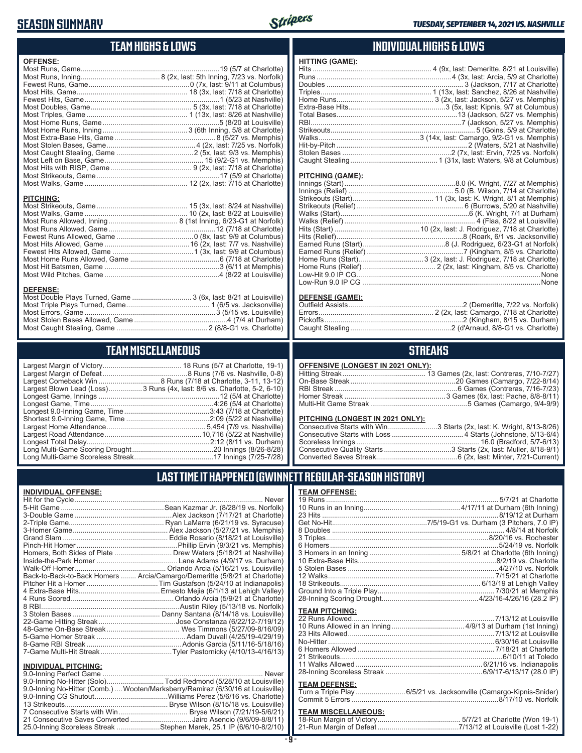# SEASON SUMMARY

*TUESDAY, SEPTEMBER 14, 2021 VS. NASHVILLE*

## TEAM HIGHS & LOWS

**OFFENSE:**

- Most Runs, Game: 19 (5/7 at Charlotte)
- Most Runs, Inning: 8 (2x, last: 5th Inning, 7/23 vs. Norfolk)
- Fewest Runs, Game: 0 (7x, last: 9/11 at Columbus)
- Most Hits, Game: 18 (1x, last: 7/18 at Charlotte)
- Fewest Hits, Game: 1 (5/23 at Nashville)
- Most Doubles, Game: 5 (3x, last: 7/18 at Charlotte)
- Most Triples, Game: 1 (13x, last: 8/26 at Nashville)
- Most Home Runs, Game: 5 (8/20 at Louisville)
- Most Home Runs, Inning: 3 (6th Inning, 5/8 at Charlotte)
- Most Extra-Base Hits, Game: 8 (5/27 vs. Memphis)
- Most Stolen Bases, Game: 4 (2x, last: 7/25 vs. Norfolk)
- Most Caught Stealing, Game: 2 (5x, last: 9/3 vs. Memphis)
- Most Left on Base, Game: 15 (9/2-G1 vs. Memphis)
- Most Hits with RISP, Game: 9 (2x, last: 7/18 at Charlotte)
- Most Strikeouts, Game: 17 (5/9 at Charlotte)
- Most Walks, Game: 12 (2x, last: 7/15 at Charlotte)

**PITCHING:**

- Most Strikeouts, Game: 15 (3x, last: 8/24 at Nashville)
- Most Walks, Game: 10 (2x, last: 8/22 at Louisville)
- Most Runs Allowed, Inning: 8 (1st Inning, 6/23-G1 at Norfolk)
- Most Runs Allowed, Game: 12 (7/18 at Charlotte)
- Fewest Runs Allowed, Game: 0 (8x, last: 9/9 at Columbus)
- Most Hits Allowed, Game: 16 (2x, last: 7/7 vs. Nashville)
- Fewest Hits Allowed, Game: 1 (3x, last: 9/9 at Columbus)
- Most Home Runs Allowed, Game: 6 (7/18 at Charlotte)
- Most Hit Batsmen, Game: 3 (6/11 at Memphis)
- Most Wild Pitches, Game: 4 (8/22 at Louisville)

**DEFENSE:**

- Most Double Plays Turned, Game: 3 (6x, last: 8/21 at Louisville)
- Most Triple Plays Turned, Game: 1 (6/5 vs. Jacksonville)
- Most Errors, Game: 3 (5/15 vs. Louisville)
- Most Stolen Bases Allowed, Game: 4 (7/4 at Durham)
- Most Caught Stealing, Game: 2 (8/8-G1 vs. Charlotte)

## INDIVIDUAL HIGHS & LOWS

**HITTING (GAME):**

- Hits: 4 (9x, last: Demeritte, 8/21 at Louisville)
- Runs: 4 (3x, last: Arcia, 5/9 at Charlotte)
- Doubles: 3 (Jackson, 7/17 at Charlotte)
- Triples: 1 (13x, last: Sanchez, 8/26 at Nashville)
- Home Runs: 3 (2x, last: Jackson, 5/27 vs. Memphis)
- Extra-Base Hits: 3 (5x, last: Kipnis, 9/7 at Columbus)
- Total Bases: 13 (Jackson, 5/27 vs. Memphis)
- RBI: 7 (Jackson, 5/27 vs. Memphis)
- Strikeouts: 5 (Goins, 5/9 at Charlotte)
- Walks: 3 (14x, last: Camargo, 9/2-G1 vs. Memphis)
- Hit-by-Pitch: 2 (Waters, 5/21 at Nashville)
- Stolen Bases: 2 (7x, last: Ervin, 7/25 vs. Norfolk)
- Caught Stealing: 1 (31x, last: Waters, 9/8 at Columbus)

**PITCHING (GAME):**

- Innings (Start): 8.0 (K. Wright, 7/27 at Memphis)
- Innings (Relief): 5.0 (B. Wilson, 7/14 at Charlotte)
- Strikeouts (Start): 11 (3x, last: K. Wright, 8/1 at Memphis)
- Strikeouts (Relief): 6 (Burrows, 5/20 at Nashville)
- Walks (Start): 6 (K. Wright, 7/1 at Durham)
- Walks (Relief): 4 (Flaa, 8/22 at Louisville)
- Hits (Start): 10 (2x, last: J. Rodriguez, 7/18 at Charlotte)
- Hits (Relief): 8 (Roark, 6/1 vs. Jacksonville)
- Earned Runs (Start): 8 (J. Rodriguez, 6/23-G1 at Norfolk)
- Earned Runs (Relief): 7 (Kingham, 8/5 vs. Charlotte)
- Home Runs (Start): 3 (2x, last: J. Rodriguez, 7/18 at Charlotte)
- Home Runs (Relief): 2 (2x, last: Kingham, 8/5 vs. Charlotte)
- Low-Hit 9.0 IP CG: None
- Low-Run 9.0 IP CG: None

**DEFENSE (GAME):**

- Outfield Assists: 2 (Demeritte, 7/22 vs. Norfolk)
- Errors: 2 (2x, last: Camargo, 7/18 at Charlotte)
- Pickoffs: 2 (Kingham, 8/15 vs. Durham)
- Caught Stealing: 2 (d'Arnaud, 8/8-G1 vs. Charlotte)

## TEAM MISCELLANEOUS

- Largest Margin of Victory: 18 Runs (5/7 at Charlotte, 19-1)
- Largest Margin of Defeat: 8 Runs (7/6 vs. Nashville, 0-8)
- Largest Comeback Win: 8 Runs (7/18 at Charlotte, 3-11, 13-12)
- Largest Blown Lead (Loss): 3 Runs (4x, last: 8/6 vs. Charlotte, 5-2, 6-10)
- Longest Game, Innings: 12 (5/4 at Charlotte)
- Longest Game, Time: 4:26 (5/4 at Charlotte)
- Longest 9.0-Inning Game, Time: 3:43 (7/18 at Charlotte)
- Shortest 9.0-Inning Game, Time: 2:09 (5/22 at Nashville)
- Largest Home Attendance: 5,454 (7/9 vs. Nashville)
- Largest Road Attendance: 10,716 (5/22 at Nashville)
- Longest Total Delay: 2:12 (8/11 vs. Durham)
- Long Multi-Game Scoring Drought: 20 Innings (8/26-8/28)
- Long Multi-Game Scoreless Streak: 17 Innings (7/25-7/28)

## STREAKS

**OFFENSIVE (LONGEST IN 2021 ONLY):**

- Hitting Streak: 13 Games (2x, last: Contreras, 7/10-7/27)
- On-Base Streak: 20 Games (Camargo, 7/22-8/14)
- RBI Streak: 6 Games (Contreras, 7/16-7/23)
- Homer Streak: 3 Games (6x, last: Pache, 8/8-8/11)
- Multi-Hit Game Streak: 5 Games (Camargo, 9/4-9/9)

**PITCHING (LONGEST IN 2021 ONLY):**

- Consecutive Starts with Win: 3 Starts (2x, last: K. Wright, 8/13-8/26)
- Consecutive Starts with Loss: 4 Starts (Johnstone, 5/13-6/4)
- Scoreless Innings: 16.0 (Bradford, 5/7-6/13)
- Consecutive Quality Starts: 3 Starts (2x, last: Muller, 8/18-9/1)
- Converted Saves Streak: 6 (2x, last: Minter, 7/21-Current)

## LAST TIME IT HAPPENED (GWINNETT REGULAR-SEASON HISTORY)

**INDIVIDUAL OFFENSE:**

- Hit for the Cycle: Never
- 5-Hit Game: Sean Kazmar Jr. (8/28/19 vs. Norfolk)
- 3-Double Game: Alex Jackson (7/17/21 at Charlotte)
- 2-Triple Game: Ryan LaMarre (6/21/19 vs. Syracuse)
- 3-Homer Game: Alex Jackson (5/27/21 vs. Memphis)
- Grand Slam: Eddie Rosario (8/18/21 at Louisville)
- Pinch-Hit Homer: Phillip Ervin (9/3/21 vs. Memphis)
- Homers, Both Sides of Plate: Drew Waters (5/18/21 at Nashville)
- Inside-the-Park Homer: Lane Adams (4/9/17 vs. Durham)
- Walk-Off Homer: Orlando Arcia (5/16/21 vs. Louisville)
- Back-to-Back-to-Back Homers: Arcia/Camargo/Demeritte (5/8/21 at Charlotte)
- Pitcher Hit a Homer: Tim Gustafson (5/24/10 at Indianapolis)
- 4 Extra-Base Hits: Ernesto Mejia (6/1/13 at Lehigh Valley)
- 4 Runs Scored: Orlando Arcia (5/9/21 at Charlotte)
- 8 RBI: Austin Riley (5/13/18 vs. Norfolk)
- 3 Stolen Bases: Danny Santana (8/14/18 vs. Louisville)
- 22-Game Hitting Streak: Jose Constanza (6/22/12-7/19/12)
- 48-Game On-Base Streak: Wes Timmons (5/27/09-8/16/09)
- 5-Game Homer Streak: Adam Duvall (4/25/19-4/29/19)
- 8-Game RBI Streak: Adonis Garcia (5/11/16-5/18/16)
- 7-Game Multi-Hit Streak: Tyler Pastornicky (4/10/13-4/16/13)

**INDIVIDUAL PITCHING:**

- 9.0-Inning Perfect Game: Never
- 9.0-Inning No-Hitter (Solo): Todd Redmond (5/28/10 at Louisville)
- 9.0-Inning No-Hitter (Comb.): Wooten/Marksberry/Ramirez (6/30/16 at Louisville)
- 9.0-Inning CG Shutout: Williams Perez (5/6/16 vs. Charlotte)
- 13 Strikeouts: Bryse Wilson (8/15/18 vs. Louisville)
- 7 Consecutive Starts with Win: Bryse Wilson (7/21/19-5/6/21)
- 21 Consecutive Saves Converted: Jairo Asencio (9/6/09-8/8/11)
- 25.0-Inning Scoreless Streak: Stephen Marek, 25.1 IP (6/6/10-8/2/10)

**TEAM OFFENSE:**

- 19 Runs: 5/7/21 at Charlotte
- 10 Runs in an Inning: 4/17/11 at Durham (6th Inning)
- 23 Hits: 8/19/12 at Durham
- Get No-Hit: 7/5/19-G1 vs. Durham (3 Pitchers, 7.0 IP)
- 8 Doubles: 4/8/14 at Norfolk
- 3 Triples: 8/20/16 vs. Rochester
- 6 Homers: 5/24/19 vs. Norfolk
- 3 Homers in an Inning: 5/8/21 at Charlotte (6th Inning)
- 10 Extra-Base Hits: 8/2/19 vs. Charlotte
- 5 Stolen Bases: 4/27/10 vs. Norfolk
- 12 Walks: 7/15/21 at Charlotte
- 18 Strikeouts: 6/13/19 at Lehigh Valley
- Ground Into a Triple Play: 7/30/21 at Memphis
- 28-Inning Scoring Drought: 4/23/16-4/26/16 (28.2 IP)

**TEAM PITCHING:**

- 22 Runs Allowed: 7/13/12 at Louisville
- 10 Runs Allowed in an Inning: 4/9/13 at Durham (1st Inning)
- 23 Hits Allowed: 7/13/12 at Louisville
- No-Hitter: 6/30/16 at Louisville
- 6 Homers Allowed: 7/18/21 at Charlotte
- 21 Strikeouts: 6/10/11 at Toledo
- 11 Walks Allowed: 6/21/16 vs. Indianapolis
- 28-Inning Scoreless Streak: 6/9/17-6/13/17 (28.0 IP)

**TEAM DEFENSE:**

- Turn a Triple Play: 6/5/21 vs. Jacksonville (Camargo-Kipnis-Snider)
- Commit 5 Errors: 8/17/10 vs. Norfolk

**TEAM MISCELLANEOUS:**

- 18-Run Margin of Victory: 5/7/21 at Charlotte (Won 19-1)
- 21-Run Margin of Defeat: 7/13/12 at Louisville (Lost 1-22)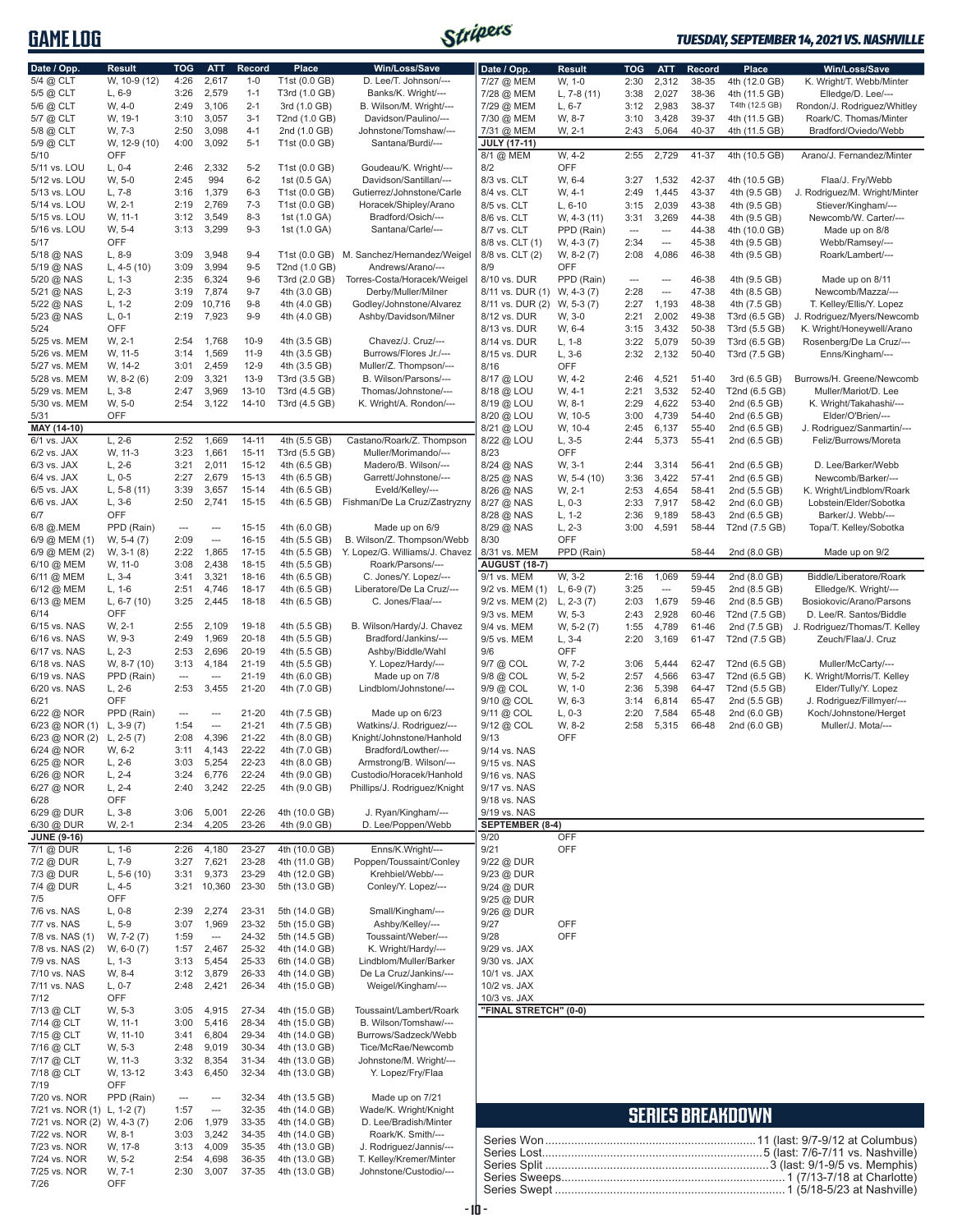# GAME LOG

**TUESDAY, SEPTEMBER 14, 2021 VS. NASHVILLE**

| Date / Opp. | Result | TOG | ATT | Record | Place | Win/Loss/Save |
|---|---|---|---|---|---|---|
| 5/4 @ CLT | W, 10-9 (12) | 4:26 | 2,617 | 1-0 | T1st (0.0 GB) | D. Lee/T. Johnson/--- |
| 5/5 @ CLT | L, 6-9 | 3:26 | 2,579 | 1-1 | T3rd (1.0 GB) | Banks/K. Wright/--- |
| 5/6 @ CLT | W, 4-0 | 2:49 | 3,106 | 2-1 | 3rd (1.0 GB) | B. Wilson/M. Wright/--- |
| 5/7 @ CLT | W, 19-1 | 3:10 | 3,057 | 3-1 | T2nd (1.0 GB) | Davidson/Paulino/--- |
| 5/8 @ CLT | W, 7-3 | 2:50 | 3,098 | 4-1 | 2nd (1.0 GB) | Johnstone/Tomshaw/--- |
| 5/9 @ CLT | W, 12-9 (10) | 4:00 | 3,092 | 5-1 | T1st (0.0 GB) | Santana/Burdi/--- |
| 5/10 | OFF | | | | | |
| 5/11 vs. LOU | L, 0-4 | 2:46 | 2,332 | 5-2 | T1st (0.0 GB) | Goudeau/K. Wright/--- |
| 5/12 vs. LOU | W, 5-0 | 2:45 | 994 | 6-2 | 1st (0.5 GA) | Davidson/Santillan/--- |
| 5/13 vs. LOU | L, 7-8 | 3:16 | 1,379 | 6-3 | T1st (0.0 GB) | Gutierrez/Johnstone/Carle |
| 5/14 vs. LOU | W, 2-1 | 2:19 | 2,769 | 7-3 | T1st (0.0 GB) | Horacek/Shipley/Arano |
| 5/15 vs. LOU | W, 11-1 | 3:12 | 3,549 | 8-3 | 1st (1.0 GA) | Bradford/Osich/--- |
| 5/16 vs. LOU | W, 5-4 | 3:13 | 3,299 | 9-3 | 1st (1.0 GA) | Santana/Carle/--- |
| 5/17 | OFF | | | | | |
| 5/18 @ NAS | L, 8-9 | 3:09 | 3,948 | 9-4 | T1st (0.0 GB) | M. Sanchez/Hernandez/Weigel |
| 5/19 @ NAS | L, 4-5 (10) | 3:09 | 3,994 | 9-5 | T2nd (1.0 GB) | Andrews/Arano/--- |
| 5/20 @ NAS | L, 1-3 | 2:35 | 6,324 | 9-6 | T3rd (2.0 GB) | Torres-Costa/Horacek/Weigel |
| 5/21 @ NAS | L, 2-3 | 3:19 | 7,874 | 9-7 | 4th (3.0 GB) | Derby/Muller/Milner |
| 5/22 @ NAS | L, 1-2 | 2:09 | 10,716 | 9-8 | 4th (4.0 GB) | Godley/Johnstone/Alvarez |
| 5/23 @ NAS | L, 0-1 | 2:19 | 7,923 | 9-9 | 4th (4.0 GB) | Ashby/Davidson/Milner |
| 5/24 | OFF | | | | | |
| 5/25 vs. MEM | W, 2-1 | 2:54 | 1,768 | 10-9 | 4th (3.5 GB) | Chavez/J. Cruz/--- |
| 5/26 vs. MEM | W, 11-5 | 3:14 | 1,569 | 11-9 | 4th (3.5 GB) | Burrows/Flores Jr./--- |
| 5/27 vs. MEM | W, 14-2 | 3:01 | 2,459 | 12-9 | 4th (3.5 GB) | Muller/Z. Thompson/--- |
| 5/28 vs. MEM | W, 8-2 (6) | 2:09 | 3,321 | 13-9 | T3rd (3.5 GB) | B. Wilson/Parsons/--- |
| 5/29 vs. MEM | L, 3-8 | 2:47 | 3,969 | 13-10 | T3rd (4.5 GB) | Thomas/Johnstone/--- |
| 5/30 vs. MEM | W, 5-0 | 2:54 | 3,122 | 14-10 | T3rd (4.5 GB) | K. Wright/A. Rondon/--- |
| 5/31 | OFF | | | | | |
| **MAY (14-10)** | | | | | | |
| 6/1 vs. JAX | L, 2-6 | 2:52 | 1,669 | 14-11 | 4th (5.5 GB) | Castano/Roark/Z. Thompson |
| 6/2 vs. JAX | W, 11-3 | 3:23 | 1,661 | 15-11 | T3rd (5.5 GB) | Muller/Morimando/--- |
| 6/3 vs. JAX | L, 2-6 | 3:21 | 2,011 | 15-12 | 4th (6.5 GB) | Madero/B. Wilson/--- |
| 6/4 vs. JAX | L, 0-5 | 2:27 | 2,679 | 15-13 | 4th (6.5 GB) | Garrett/Johnstone/--- |
| 6/5 vs. JAX | L, 5-8 (11) | 3:39 | 3,657 | 15-14 | 4th (6.5 GB) | Eveld/Kelley/--- |
| 6/6 vs. JAX | L, 3-6 | 2:50 | 2,741 | 15-15 | 4th (6.5 GB) | Fishman/De La Cruz/Zastryzny |
| 6/7 | OFF | | | | | |
| 6/8 @ MEM | PPD (Rain) | --- | --- | 15-15 | 4th (6.0 GB) | Made up on 6/9 |
| 6/9 @ MEM (1) | W, 5-4 (7) | 2:09 | --- | 16-15 | 4th (5.5 GB) | B. Wilson/Z. Thompson/Webb |
| 6/9 @ MEM (2) | W, 3-1 (8) | 2:22 | 1,865 | 17-15 | 4th (5.5 GB) | Y. Lopez/G. Williams/J. Chavez |
| 6/10 @ MEM | W, 11-0 | 3:08 | 2,438 | 18-15 | 4th (5.5 GB) | Roark/Parsons/--- |
| 6/11 @ MEM | L, 3-4 | 3:41 | 3,321 | 18-16 | 4th (6.5 GB) | C. Jones/Y. Lopez/--- |
| 6/12 @ MEM | L, 1-6 | 2:51 | 4,746 | 18-17 | 4th (6.5 GB) | Liberatore/De La Cruz/--- |
| 6/13 @ MEM | L, 6-7 (10) | 3:25 | 2,445 | 18-18 | 4th (6.5 GB) | C. Jones/Flaa/--- |
| 6/14 | OFF | | | | | |
| 6/15 vs. NAS | W, 2-1 | 2:55 | 2,109 | 19-18 | 4th (5.5 GB) | B. Wilson/Hardy/J. Chavez |
| 6/16 vs. NAS | W, 9-3 | 2:49 | 1,969 | 20-18 | 4th (5.5 GB) | Bradford/Jankins/--- |
| 6/17 vs. NAS | L, 2-3 | 2:53 | 2,696 | 20-19 | 4th (5.5 GB) | Ashby/Biddle/Wahl |
| 6/18 vs. NAS | W, 8-7 (10) | 3:13 | 4,184 | 21-19 | 4th (5.5 GB) | Y. Lopez/Hardy/--- |
| 6/19 vs. NAS | PPD (Rain) | --- | --- | 21-19 | 4th (6.0 GB) | Made up on 7/8 |
| 6/20 vs. NAS | L, 2-6 | 2:53 | 3,455 | 21-20 | 4th (7.0 GB) | Lindblom/Johnstone/--- |
| 6/21 | OFF | | | | | |
| 6/22 @ NOR | PPD (Rain) | --- | --- | 21-20 | 4th (7.5 GB) | Made up on 6/23 |
| 6/23 @ NOR (1) | L, 3-9 (7) | 1:54 | --- | 21-21 | 4th (7.5 GB) | Watkins/J. Rodriguez/--- |
| 6/23 @ NOR (2) | L, 2-5 (7) | 2:08 | 4,396 | 21-22 | 4th (8.0 GB) | Knight/Johnstone/Hanhold |
| 6/24 @ NOR | W, 6-2 | 3:11 | 4,143 | 22-22 | 4th (7.0 GB) | Bradford/Lowther/--- |
| 6/25 @ NOR | L, 2-6 | 3:03 | 5,254 | 22-23 | 4th (8.0 GB) | Armstrong/B. Wilson/--- |
| 6/26 @ NOR | L, 2-4 | 3:24 | 6,776 | 22-24 | 4th (9.0 GB) | Custodio/Horacek/Hanhold |
| 6/27 @ NOR | L, 2-4 | 2:40 | 3,242 | 22-25 | 4th (9.0 GB) | Phillips/J. Rodriguez/Knight |
| 6/28 | OFF | | | | | |
| 6/29 @ DUR | L, 3-8 | 3:06 | 5,001 | 22-26 | 4th (10.0 GB) | J. Ryan/Kingham/--- |
| 6/30 @ DUR | W, 2-1 | 2:34 | 4,205 | 23-26 | 4th (9.0 GB) | D. Lee/Poppen/Webb |
| **JUNE (9-16)** | | | | | | |
| 7/1 @ DUR | L, 1-6 | 2:26 | 4,180 | 23-27 | 4th (10.0 GB) | Enns/K.Wright/--- |
| 7/2 @ DUR | L, 7-9 | 3:27 | 7,621 | 23-28 | 4th (11.0 GB) | Poppen/Toussaint/Conley |
| 7/3 @ DUR | L, 5-6 (10) | 3:31 | 9,373 | 23-29 | 4th (12.0 GB) | Krehbiel/Webb/--- |
| 7/4 @ DUR | L, 4-5 | 3:21 | 10,360 | 23-30 | 5th (13.0 GB) | Conley/Y. Lopez/--- |
| 7/5 | OFF | | | | | |
| 7/6 vs. NAS | L, 0-8 | 2:39 | 2,274 | 23-31 | 5th (14.0 GB) | Small/Kingham/--- |
| 7/7 vs. NAS | L, 5-9 | 3:07 | 1,969 | 23-32 | 5th (15.0 GB) | Ashby/Kelley/--- |
| 7/8 vs. NAS (1) | W, 7-2 (7) | 1:59 | --- | 24-32 | 5th (14.5 GB) | Toussaint/Weber/--- |
| 7/8 vs. NAS (2) | W, 6-0 (7) | 1:57 | 2,467 | 25-32 | 4th (14.0 GB) | K. Wright/Hardy/--- |
| 7/9 vs. NAS | L, 1-3 | 3:13 | 5,454 | 25-33 | 6th (14.0 GB) | Lindblom/Muller/Barker |
| 7/10 vs. NAS | W, 8-4 | 3:12 | 3,879 | 26-33 | 4th (14.0 GB) | De La Cruz/Jankins/--- |
| 7/11 vs. NAS | L, 0-7 | 2:48 | 2,421 | 26-34 | 4th (15.0 GB) | Weigel/Kingham/--- |
| 7/12 | OFF | | | | | |
| 7/13 @ CLT | W, 5-3 | 3:05 | 4,915 | 27-34 | 4th (15.0 GB) | Toussaint/Lambert/Roark |
| 7/14 @ CLT | W, 11-1 | 3:00 | 5,416 | 28-34 | 4th (15.0 GB) | B. Wilson/Tomshaw/--- |
| 7/15 @ CLT | W, 11-10 | 3:41 | 6,804 | 29-34 | 4th (14.0 GB) | Burrows/Sadzeck/Webb |
| 7/16 @ CLT | W, 5-3 | 2:48 | 9,019 | 30-34 | 4th (13.0 GB) | Tice/McRae/Newcomb |
| 7/17 @ CLT | W, 11-3 | 3:32 | 8,354 | 31-34 | 4th (13.0 GB) | Johnstone/M. Wright/--- |
| 7/18 @ CLT | W, 13-12 | 3:43 | 6,450 | 32-34 | 4th (13.0 GB) | Y. Lopez/Fry/Flaa |
| 7/19 | OFF | | | | | |
| 7/20 vs. NOR | PPD (Rain) | --- | --- | 32-34 | 4th (13.5 GB) | Made up on 7/21 |
| 7/21 vs. NOR (1) | L, 1-2 (7) | 1:57 | --- | 32-35 | 4th (14.0 GB) | Wade/K. Wright/Knight |
| 7/21 vs. NOR (2) | W, 4-3 (7) | 2:06 | 1,979 | 33-35 | 4th (14.0 GB) | D. Lee/Bradish/Minter |
| 7/22 vs. NOR | W, 8-1 | 3:03 | 3,242 | 34-35 | 4th (14.0 GB) | Roark/K. Smith/--- |
| 7/23 vs. NOR | W, 17-8 | 3:13 | 4,009 | 35-35 | 4th (13.0 GB) | J. Rodriguez/Jannis/--- |
| 7/24 vs. NOR | W, 5-2 | 2:54 | 4,698 | 36-35 | 4th (13.0 GB) | T. Kelley/Kremer/Minter |
| 7/25 vs. NOR | W, 7-1 | 2:30 | 3,007 | 37-35 | 4th (13.0 GB) | Johnstone/Custodio/--- |
| 7/26 | OFF | | | | | |
| 7/27 @ MEM | W, 1-0 | 2:30 | 2,312 | 38-35 | 4th (12.0 GB) | K. Wright/T. Webb/Minter |
| 7/28 @ MEM | L, 7-8 (11) | 3:38 | 2,027 | 38-36 | 4th (11.5 GB) | Elledge/D. Lee/--- |
| 7/29 @ MEM | L, 6-7 | 3:12 | 2,983 | 38-37 | T4th (12.5 GB) | Rondon/J. Rodriguez/Whitley |
| 7/30 @ MEM | W, 8-7 | 3:10 | 3,428 | 39-37 | 4th (11.5 GB) | Roark/C. Thomas/Minter |
| 7/31 @ MEM | W, 2-1 | 2:43 | 5,064 | 40-37 | 4th (11.5 GB) | Bradford/Oviedo/Webb |
| **JULY (17-11)** | | | | | | |
| 8/1 @ MEM | W, 4-2 | 2:55 | 2,729 | 41-37 | 4th (10.5 GB) | Arano/J. Fernandez/Minter |
| 8/2 | OFF | | | | | |
| 8/3 vs. CLT | W, 6-4 | 3:27 | 1,532 | 42-37 | 4th (10.5 GB) | Flaa/J. Fry/Webb |
| 8/4 vs. CLT | W, 4-1 | 2:49 | 1,445 | 43-37 | 4th (9.5 GB) | J. Rodriguez/M. Wright/Minter |
| 8/5 vs. CLT | L, 6-10 | 3:15 | 2,039 | 43-38 | 4th (9.5 GB) | Stiever/Kingham/--- |
| 8/6 vs. CLT | W, 4-3 (11) | 3:31 | 3,269 | 44-38 | 4th (9.5 GB) | Newcomb/W. Carter/--- |
| 8/7 vs. CLT | PPD (Rain) | --- | --- | 44-38 | 4th (10.0 GB) | Made up on 8/8 |
| 8/8 vs. CLT (1) | W, 4-3 (7) | 2:34 | --- | 45-38 | 4th (9.5 GB) | Webb/Ramsey/--- |
| 8/8 vs. CLT (2) | W, 8-2 (7) | 2:08 | 4,086 | 46-38 | 4th (9.5 GB) | Roark/Lambert/--- |
| 8/9 | OFF | | | | | |
| 8/10 vs. DUR | PPD (Rain) | --- | --- | 46-38 | 4th (9.5 GB) | Made up on 8/11 |
| 8/11 vs. DUR (1) | W, 4-3 (7) | 2:28 | --- | 47-38 | 4th (8.5 GB) | Newcomb/Mazza/--- |
| 8/11 vs. DUR (2) | W, 5-3 (7) | 2:27 | 1,193 | 48-38 | 4th (7.5 GB) | T. Kelley/Ellis/Y. Lopez |
| 8/12 vs. DUR | W, 3-0 | 2:21 | 2,002 | 49-38 | T3rd (6.5 GB) | J. Rodriguez/Myers/Newcomb |
| 8/13 vs. DUR | W, 6-4 | 3:15 | 3,432 | 50-38 | T3rd (5.5 GB) | K. Wright/Honeywell/Arano |
| 8/14 vs. DUR | L, 1-8 | 3:22 | 5,079 | 50-39 | T3rd (6.5 GB) | Rosenberg/De La Cruz/--- |
| 8/15 vs. DUR | L, 3-6 | 2:32 | 2,132 | 50-40 | T3rd (7.5 GB) | Enns/Kingham/--- |
| 8/16 | OFF | | | | | |
| 8/17 @ LOU | W, 4-2 | 2:46 | 4,521 | 51-40 | 3rd (6.5 GB) | Burrows/H. Greene/Newcomb |
| 8/18 @ LOU | W, 4-1 | 2:21 | 3,532 | 52-40 | T2nd (6.5 GB) | Muller/Mariot/D. Lee |
| 8/19 @ LOU | W, 8-1 | 2:29 | 4,622 | 53-40 | 2nd (6.5 GB) | K. Wright/Takahashi/--- |
| 8/20 @ LOU | W, 10-5 | 3:00 | 4,739 | 54-40 | 2nd (6.5 GB) | Elder/O'Brien/--- |
| 8/21 @ LOU | W, 10-4 | 2:45 | 6,137 | 55-40 | 2nd (6.5 GB) | J. Rodriguez/Sanmartin/--- |
| 8/22 @ LOU | L, 3-5 | 2:44 | 5,373 | 55-41 | 2nd (6.5 GB) | Feliz/Burrows/Moreta |
| 8/23 | OFF | | | | | |
| 8/24 @ NAS | W, 3-1 | 2:44 | 3,314 | 56-41 | 2nd (6.5 GB) | D. Lee/Barker/Webb |
| 8/25 @ NAS | W, 5-4 (10) | 3:36 | 3,422 | 57-41 | 2nd (6.5 GB) | Newcomb/Barker/--- |
| 8/26 @ NAS | W, 2-1 | 2:53 | 4,654 | 58-41 | 2nd (5.5 GB) | K. Wright/Lindblom/Roark |
| 8/27 @ NAS | L, 0-3 | 2:33 | 7,917 | 58-42 | 2nd (6.0 GB) | Lobstein/Elder/Sobotka |
| 8/28 @ NAS | L, 1-2 | 2:36 | 9,189 | 58-43 | 2nd (6.5 GB) | Barker/J. Webb/--- |
| 8/29 @ NAS | L, 2-3 | 3:00 | 4,591 | 58-44 | T2nd (7.5 GB) | Topa/T. Kelley/Sobotka |
| 8/30 | OFF | | | | | |
| 8/31 vs. MEM | PPD (Rain) | | | 58-44 | 2nd (8.0 GB) | Made up on 9/2 |
| **AUGUST (18-7)** | | | | | | |
| 9/1 vs. MEM | W, 3-2 | 2:16 | 1,069 | 59-44 | 2nd (8.0 GB) | Biddle/Liberatore/Roark |
| 9/2 vs. MEM (1) | L, 6-9 (7) | 3:25 | --- | 59-45 | 2nd (8.5 GB) | Elledge/K. Wright/--- |
| 9/2 vs. MEM (2) | L, 2-3 (7) | 2:03 | 1,679 | 59-46 | 2nd (8.5 GB) | Bosiokovic/Arano/Parsons |
| 9/3 vs. MEM | W, 5-3 | 2:43 | 2,928 | 60-46 | T2nd (7.5 GB) | D. Lee/R. Santos/Biddle |
| 9/4 vs. MEM | W, 5-2 (7) | 1:55 | 4,789 | 61-46 | 2nd (7.5 GB) | J. Rodriguez/Thomas/T. Kelley |
| 9/5 vs. MEM | L, 3-4 | 2:20 | 3,169 | 61-47 | T2nd (7.5 GB) | Zeuch/Flaa/J. Cruz |
| 9/6 | OFF | | | | | |
| 9/7 @ COL | W, 7-2 | 3:06 | 5,444 | 62-47 | T2nd (6.5 GB) | Muller/McCarty/--- |
| 9/8 @ COL | W, 5-2 | 2:57 | 4,566 | 63-47 | T2nd (6.5 GB) | K. Wright/Morris/T. Kelley |
| 9/9 @ COL | W, 1-0 | 2:36 | 5,398 | 64-47 | T2nd (5.5 GB) | Elder/Tully/Y. Lopez |
| 9/10 @ COL | W, 6-3 | 3:14 | 6,814 | 65-47 | 2nd (5.5 GB) | J. Rodriguez/Fillmyer/--- |
| 9/11 @ COL | L, 0-3 | 2:20 | 7,584 | 65-48 | 2nd (6.0 GB) | Koch/Johnstone/Herget |
| 9/12 @ COL | W, 8-2 | 2:58 | 5,315 | 66-48 | 2nd (6.0 GB) | Muller/J. Mota/--- |
| 9/13 | OFF | | | | | |
| 9/14 vs. NAS | | | | | | |
| 9/15 vs. NAS | | | | | | |
| 9/16 vs. NAS | | | | | | |
| 9/17 vs. NAS | | | | | | |
| 9/18 vs. NAS | | | | | | |
| 9/19 vs. NAS | | | | | | |
| **SEPTEMBER (8-4)** | | | | | | |
| 9/20 | OFF | | | | | |
| 9/21 | OFF | | | | | |
| 9/22 @ DUR | | | | | | |
| 9/23 @ DUR | | | | | | |
| 9/24 @ DUR | | | | | | |
| 9/25 @ DUR | | | | | | |
| 9/26 @ DUR | | | | | | |
| 9/27 | OFF | | | | | |
| 9/28 | OFF | | | | | |
| 9/29 vs. JAX | | | | | | |
| 9/30 vs. JAX | | | | | | |
| 10/1 vs. JAX | | | | | | |
| 10/2 vs. JAX | | | | | | |
| 10/3 vs. JAX | | | | | | |
| **"FINAL STRETCH" (0-0)** | | | | | | |

## SERIES BREAKDOWN

Series Won .......... 11 (last: 9/7-9/12 at Columbus)
Series Lost .......... 5 (last: 7/6-7/11 vs. Nashville)
Series Split .......... 3 (last: 9/1-9/5 vs. Memphis)
Series Sweeps .......... 1 (7/13-7/18 at Charlotte)
Series Swept .......... 1 (5/18-5/23 at Nashville)